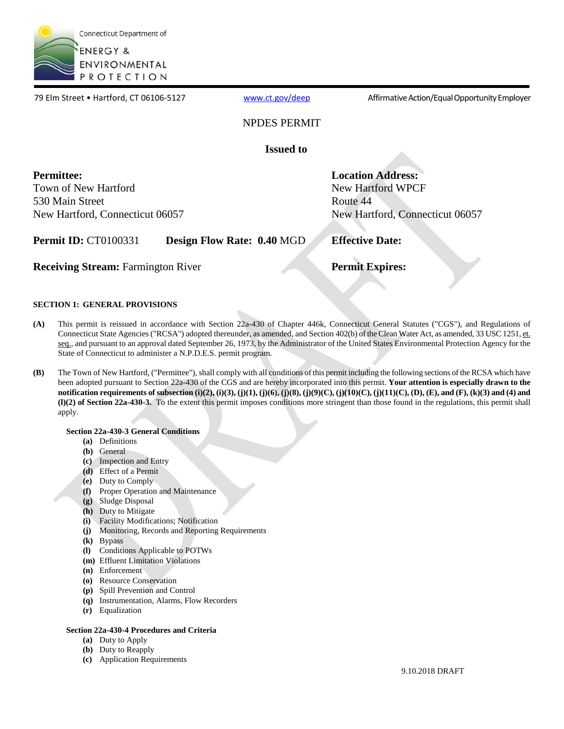Connecticut Department of
ENERGY & ENVIRONMENTAL PROTECTION

79 Elm Street • Hartford, CT 06106-5127 | www.ct.gov/deep | Affirmative Action/Equal Opportunity Employer

# NPDES PERMIT

## Issued to

**Permittee:**
Town of New Hartford
530 Main Street
New Hartford, Connecticut 06057

**Location Address:**
New Hartford WPCF
Route 44
New Hartford, Connecticut 06057

**Permit ID:** CT0100331 **Design Flow Rate: 0.40** MGD

**Effective Date:**

**Receiving Stream:** Farmington River

**Permit Expires:**

### SECTION 1: GENERAL PROVISIONS

**(A)** This permit is reissued in accordance with Section 22a-430 of Chapter 446k, Connecticut General Statutes ("CGS"), and Regulations of Connecticut State Agencies ("RCSA") adopted thereunder, as amended, and Section 402(b) of the Clean Water Act, as amended, 33 USC 1251, et. seq., and pursuant to an approval dated September 26, 1973, by the Administrator of the United States Environmental Protection Agency for the State of Connecticut to administer a N.P.D.E.S. permit program.

**(B)** The Town of New Hartford, ("Permittee"), shall comply with all conditions of this permit including the following sections of the RCSA which have been adopted pursuant to Section 22a-430 of the CGS and are hereby incorporated into this permit. **Your attention is especially drawn to the notification requirements of subsection (i)(2), (i)(3), (j)(1), (j)(6), (j)(8), (j)(9)(C), (j)(10)(C), (j)(11)(C), (D), (E), and (F), (k)(3) and (4) and (l)(2) of Section 22a-430-3.** To the extent this permit imposes conditions more stringent than those found in the regulations, this permit shall apply.

**Section 22a-430-3 General Conditions**

- **(a)** Definitions
- **(b)** General
- **(c)** Inspection and Entry
- **(d)** Effect of a Permit
- **(e)** Duty to Comply
- **(f)** Proper Operation and Maintenance
- **(g)** Sludge Disposal
- **(h)** Duty to Mitigate
- **(i)** Facility Modifications; Notification
- **(j)** Monitoring, Records and Reporting Requirements
- **(k)** Bypass
- **(l)** Conditions Applicable to POTWs
- **(m)** Effluent Limitation Violations
- **(n)** Enforcement
- **(o)** Resource Conservation
- **(p)** Spill Prevention and Control
- **(q)** Instrumentation, Alarms, Flow Recorders
- **(r)** Equalization

**Section 22a-430-4 Procedures and Criteria**

- **(a)** Duty to Apply
- **(b)** Duty to Reapply
- **(c)** Application Requirements

9.10.2018 DRAFT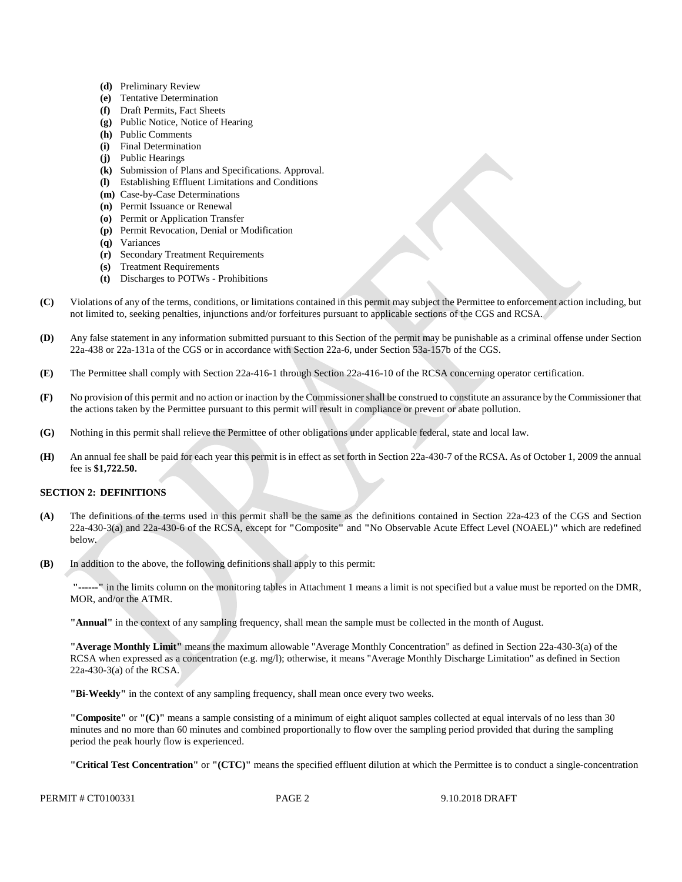- **(d)** Preliminary Review
- **(e)** Tentative Determination
- **(f)** Draft Permits, Fact Sheets
- **(g)** Public Notice, Notice of Hearing
- **(h)** Public Comments
- **(i)** Final Determination
- **(j)** Public Hearings
- **(k)** Submission of Plans and Specifications. Approval.
- **(l)** Establishing Effluent Limitations and Conditions
- **(m)** Case-by-Case Determinations
- **(n)** Permit Issuance or Renewal
- **(o)** Permit or Application Transfer
- **(p)** Permit Revocation, Denial or Modification
- **(q)** Variances
- **(r)** Secondary Treatment Requirements
- **(s)** Treatment Requirements
- **(t)** Discharges to POTWs - Prohibitions

**(C)** Violations of any of the terms, conditions, or limitations contained in this permit may subject the Permittee to enforcement action including, but not limited to, seeking penalties, injunctions and/or forfeitures pursuant to applicable sections of the CGS and RCSA.

**(D)** Any false statement in any information submitted pursuant to this Section of the permit may be punishable as a criminal offense under Section 22a-438 or 22a-131a of the CGS or in accordance with Section 22a-6, under Section 53a-157b of the CGS.

**(E)** The Permittee shall comply with Section 22a-416-1 through Section 22a-416-10 of the RCSA concerning operator certification.

**(F)** No provision of this permit and no action or inaction by the Commissioner shall be construed to constitute an assurance by the Commissioner that the actions taken by the Permittee pursuant to this permit will result in compliance or prevent or abate pollution.

**(G)** Nothing in this permit shall relieve the Permittee of other obligations under applicable federal, state and local law.

**(H)** An annual fee shall be paid for each year this permit is in effect as set forth in Section 22a-430-7 of the RCSA. As of October 1, 2009 the annual fee is **$1,722.50.**

## SECTION 2: DEFINITIONS

**(A)** The definitions of the terms used in this permit shall be the same as the definitions contained in Section 22a-423 of the CGS and Section 22a-430-3(a) and 22a-430-6 of the RCSA, except for **"**Composite**"** and **"**No Observable Acute Effect Level (NOAEL)**"** which are redefined below.

**(B)** In addition to the above, the following definitions shall apply to this permit:

**"------"** in the limits column on the monitoring tables in Attachment 1 means a limit is not specified but a value must be reported on the DMR, MOR, and/or the ATMR.

**"Annual"** in the context of any sampling frequency, shall mean the sample must be collected in the month of August.

**"Average Monthly Limit"** means the maximum allowable "Average Monthly Concentration" as defined in Section 22a-430-3(a) of the RCSA when expressed as a concentration (e.g. mg/l); otherwise, it means "Average Monthly Discharge Limitation" as defined in Section 22a-430-3(a) of the RCSA.

**"Bi-Weekly"** in the context of any sampling frequency, shall mean once every two weeks.

**"Composite"** or **"(C)"** means a sample consisting of a minimum of eight aliquot samples collected at equal intervals of no less than 30 minutes and no more than 60 minutes and combined proportionally to flow over the sampling period provided that during the sampling period the peak hourly flow is experienced.

**"Critical Test Concentration"** or **"(CTC)"** means the specified effluent dilution at which the Permittee is to conduct a single-concentration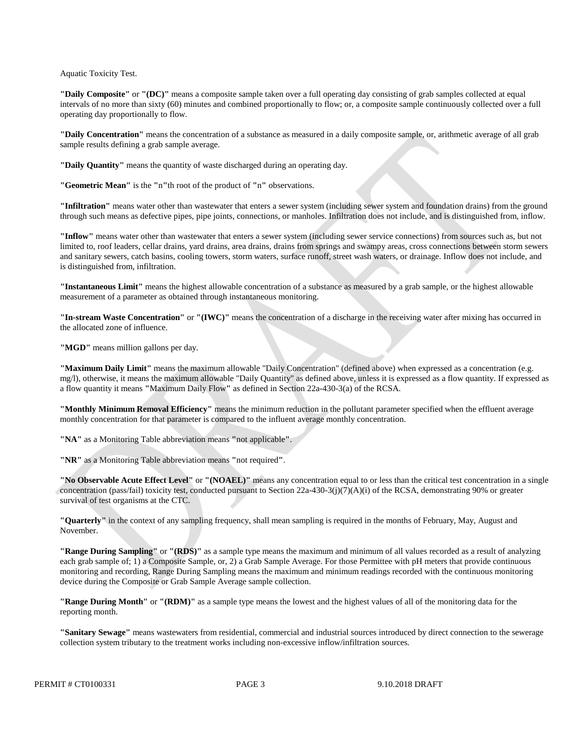Aquatic Toxicity Test.

**"Daily Composite"** or **"(DC)"** means a composite sample taken over a full operating day consisting of grab samples collected at equal intervals of no more than sixty (60) minutes and combined proportionally to flow; or, a composite sample continuously collected over a full operating day proportionally to flow.

**"Daily Concentration"** means the concentration of a substance as measured in a daily composite sample, or, arithmetic average of all grab sample results defining a grab sample average.

**"Daily Quantity"** means the quantity of waste discharged during an operating day.

**"Geometric Mean"** is the **"**n**"**th root of the product of **"**n**"** observations.

**"Infiltration"** means water other than wastewater that enters a sewer system (including sewer system and foundation drains) from the ground through such means as defective pipes, pipe joints, connections, or manholes. Infiltration does not include, and is distinguished from, inflow.

**"Inflow"** means water other than wastewater that enters a sewer system (including sewer service connections) from sources such as, but not limited to, roof leaders, cellar drains, yard drains, area drains, drains from springs and swampy areas, cross connections between storm sewers and sanitary sewers, catch basins, cooling towers, storm waters, surface runoff, street wash waters, or drainage. Inflow does not include, and is distinguished from, infiltration.

**"Instantaneous Limit"** means the highest allowable concentration of a substance as measured by a grab sample, or the highest allowable measurement of a parameter as obtained through instantaneous monitoring.

**"In-stream Waste Concentration"** or **"(IWC)"** means the concentration of a discharge in the receiving water after mixing has occurred in the allocated zone of influence.

**"MGD"** means million gallons per day.

**"Maximum Daily Limit"** means the maximum allowable "Daily Concentration" (defined above) when expressed as a concentration (e.g. mg/l), otherwise, it means the maximum allowable "Daily Quantity" as defined above, unless it is expressed as a flow quantity. If expressed as a flow quantity it means **"**Maximum Daily Flow**"** as defined in Section 22a-430-3(a) of the RCSA.

**"Monthly Minimum Removal Efficiency"** means the minimum reduction in the pollutant parameter specified when the effluent average monthly concentration for that parameter is compared to the influent average monthly concentration.

**"NA"** as a Monitoring Table abbreviation means **"**not applicable**"**.

**"NR"** as a Monitoring Table abbreviation means **"**not required**"**.

**"No Observable Acute Effect Level"** or **"(NOAEL)"** means any concentration equal to or less than the critical test concentration in a single concentration (pass/fail) toxicity test, conducted pursuant to Section 22a-430-3(j)(7)(A)(i) of the RCSA, demonstrating 90% or greater survival of test organisms at the CTC.

**"Quarterly"** in the context of any sampling frequency, shall mean sampling is required in the months of February, May, August and November.

**"Range During Sampling"** or **"(RDS)"** as a sample type means the maximum and minimum of all values recorded as a result of analyzing each grab sample of; 1) a Composite Sample, or, 2) a Grab Sample Average. For those Permittee with pH meters that provide continuous monitoring and recording, Range During Sampling means the maximum and minimum readings recorded with the continuous monitoring device during the Composite or Grab Sample Average sample collection.

**"Range During Month"** or **"(RDM)"** as a sample type means the lowest and the highest values of all of the monitoring data for the reporting month.

**"Sanitary Sewage"** means wastewaters from residential, commercial and industrial sources introduced by direct connection to the sewerage collection system tributary to the treatment works including non-excessive inflow/infiltration sources.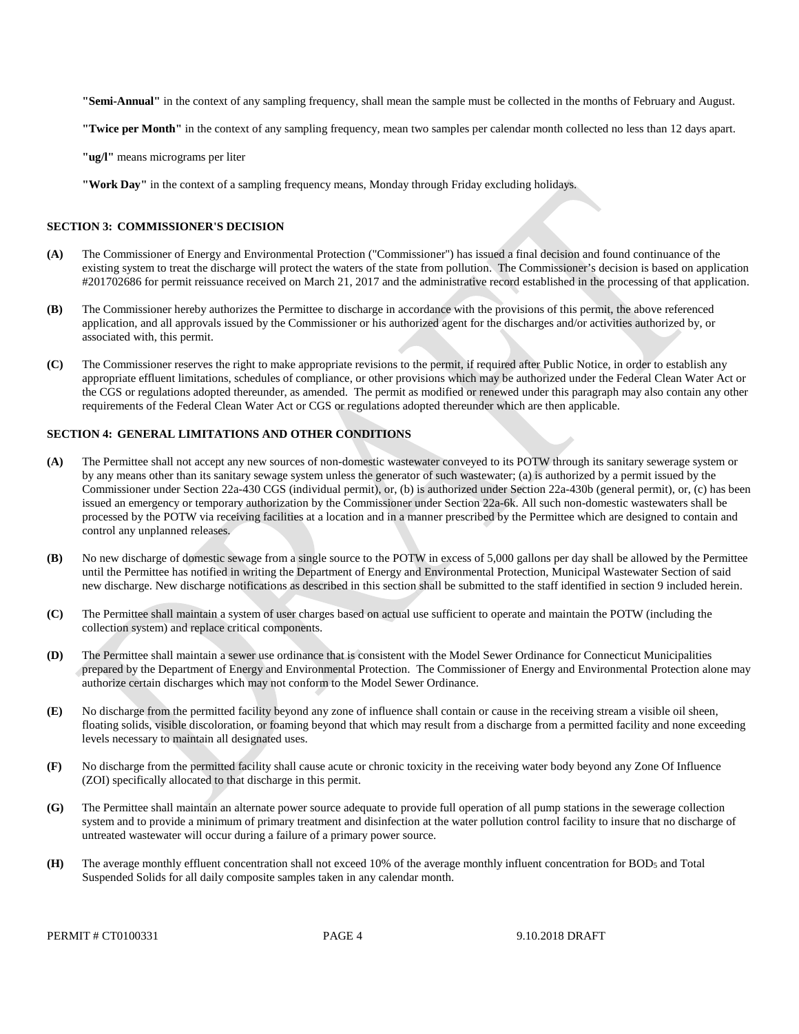**"Semi-Annual"** in the context of any sampling frequency, shall mean the sample must be collected in the months of February and August.

**"Twice per Month"** in the context of any sampling frequency, mean two samples per calendar month collected no less than 12 days apart.

**"ug/l"** means micrograms per liter

**"Work Day"** in the context of a sampling frequency means, Monday through Friday excluding holidays.

## SECTION 3: COMMISSIONER'S DECISION

**(A)** The Commissioner of Energy and Environmental Protection ("Commissioner") has issued a final decision and found continuance of the existing system to treat the discharge will protect the waters of the state from pollution. The Commissioner's decision is based on application #201702686 for permit reissuance received on March 21, 2017 and the administrative record established in the processing of that application.

**(B)** The Commissioner hereby authorizes the Permittee to discharge in accordance with the provisions of this permit, the above referenced application, and all approvals issued by the Commissioner or his authorized agent for the discharges and/or activities authorized by, or associated with, this permit.

**(C)** The Commissioner reserves the right to make appropriate revisions to the permit, if required after Public Notice, in order to establish any appropriate effluent limitations, schedules of compliance, or other provisions which may be authorized under the Federal Clean Water Act or the CGS or regulations adopted thereunder, as amended. The permit as modified or renewed under this paragraph may also contain any other requirements of the Federal Clean Water Act or CGS or regulations adopted thereunder which are then applicable.

## SECTION 4: GENERAL LIMITATIONS AND OTHER CONDITIONS

**(A)** The Permittee shall not accept any new sources of non-domestic wastewater conveyed to its POTW through its sanitary sewerage system or by any means other than its sanitary sewage system unless the generator of such wastewater; (a) is authorized by a permit issued by the Commissioner under Section 22a-430 CGS (individual permit), or, (b) is authorized under Section 22a-430b (general permit), or, (c) has been issued an emergency or temporary authorization by the Commissioner under Section 22a-6k. All such non-domestic wastewaters shall be processed by the POTW via receiving facilities at a location and in a manner prescribed by the Permittee which are designed to contain and control any unplanned releases.

**(B)** No new discharge of domestic sewage from a single source to the POTW in excess of 5,000 gallons per day shall be allowed by the Permittee until the Permittee has notified in writing the Department of Energy and Environmental Protection, Municipal Wastewater Section of said new discharge. New discharge notifications as described in this section shall be submitted to the staff identified in section 9 included herein.

**(C)** The Permittee shall maintain a system of user charges based on actual use sufficient to operate and maintain the POTW (including the collection system) and replace critical components.

**(D)** The Permittee shall maintain a sewer use ordinance that is consistent with the Model Sewer Ordinance for Connecticut Municipalities prepared by the Department of Energy and Environmental Protection. The Commissioner of Energy and Environmental Protection alone may authorize certain discharges which may not conform to the Model Sewer Ordinance.

**(E)** No discharge from the permitted facility beyond any zone of influence shall contain or cause in the receiving stream a visible oil sheen, floating solids, visible discoloration, or foaming beyond that which may result from a discharge from a permitted facility and none exceeding levels necessary to maintain all designated uses.

**(F)** No discharge from the permitted facility shall cause acute or chronic toxicity in the receiving water body beyond any Zone Of Influence (ZOI) specifically allocated to that discharge in this permit.

**(G)** The Permittee shall maintain an alternate power source adequate to provide full operation of all pump stations in the sewerage collection system and to provide a minimum of primary treatment and disinfection at the water pollution control facility to insure that no discharge of untreated wastewater will occur during a failure of a primary power source.

**(H)** The average monthly effluent concentration shall not exceed 10% of the average monthly influent concentration for $BOD_5$ and Total Suspended Solids for all daily composite samples taken in any calendar month.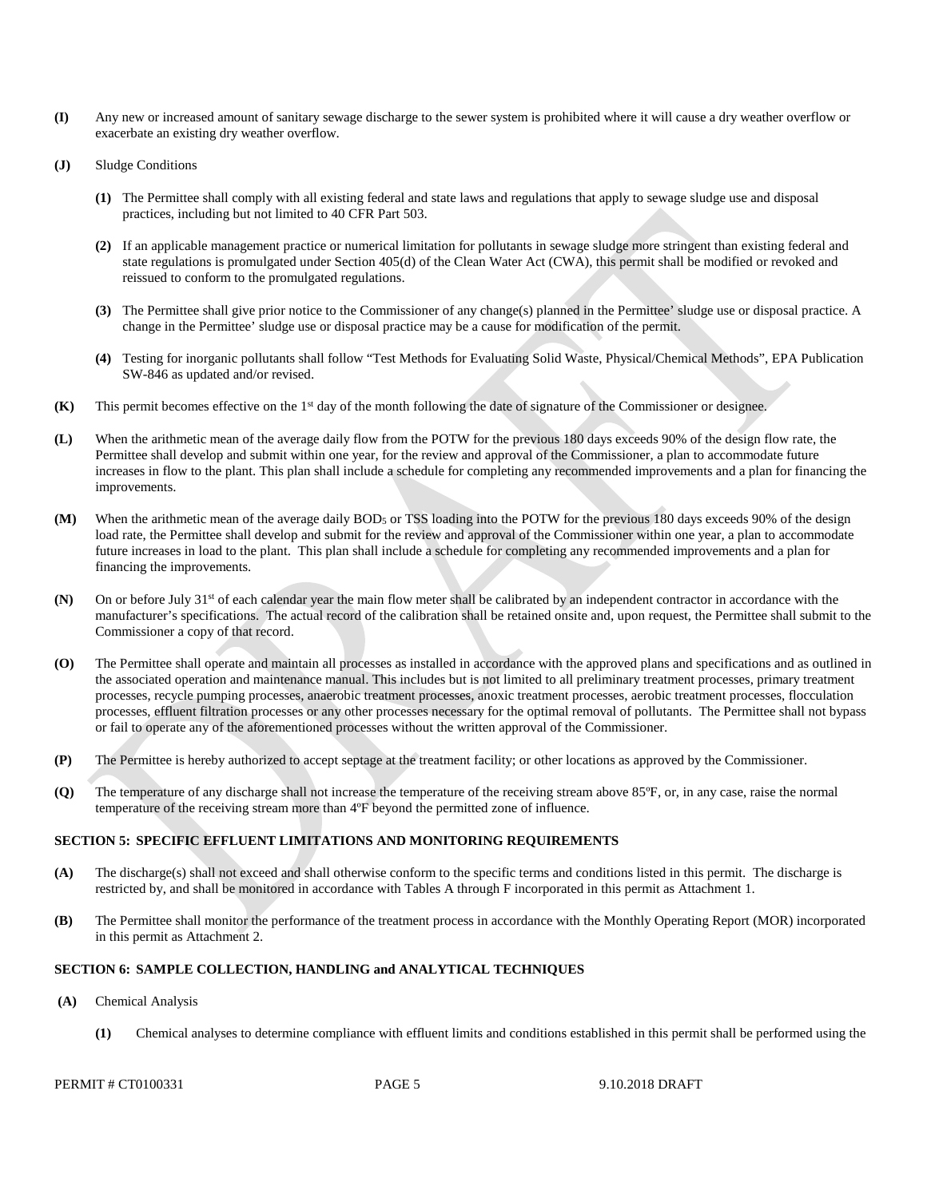**(I)** Any new or increased amount of sanitary sewage discharge to the sewer system is prohibited where it will cause a dry weather overflow or exacerbate an existing dry weather overflow.

**(J)** Sludge Conditions

**(1)** The Permittee shall comply with all existing federal and state laws and regulations that apply to sewage sludge use and disposal practices, including but not limited to 40 CFR Part 503.

**(2)** If an applicable management practice or numerical limitation for pollutants in sewage sludge more stringent than existing federal and state regulations is promulgated under Section 405(d) of the Clean Water Act (CWA), this permit shall be modified or revoked and reissued to conform to the promulgated regulations.

**(3)** The Permittee shall give prior notice to the Commissioner of any change(s) planned in the Permittee' sludge use or disposal practice. A change in the Permittee' sludge use or disposal practice may be a cause for modification of the permit.

**(4)** Testing for inorganic pollutants shall follow "Test Methods for Evaluating Solid Waste, Physical/Chemical Methods", EPA Publication SW-846 as updated and/or revised.

**(K)** This permit becomes effective on the 1st day of the month following the date of signature of the Commissioner or designee.

**(L)** When the arithmetic mean of the average daily flow from the POTW for the previous 180 days exceeds 90% of the design flow rate, the Permittee shall develop and submit within one year, for the review and approval of the Commissioner, a plan to accommodate future increases in flow to the plant. This plan shall include a schedule for completing any recommended improvements and a plan for financing the improvements.

**(M)** When the arithmetic mean of the average daily $BOD_5$ or TSS loading into the POTW for the previous 180 days exceeds 90% of the design load rate, the Permittee shall develop and submit for the review and approval of the Commissioner within one year, a plan to accommodate future increases in load to the plant. This plan shall include a schedule for completing any recommended improvements and a plan for financing the improvements.

**(N)** On or before July 31st of each calendar year the main flow meter shall be calibrated by an independent contractor in accordance with the manufacturer's specifications. The actual record of the calibration shall be retained onsite and, upon request, the Permittee shall submit to the Commissioner a copy of that record.

**(O)** The Permittee shall operate and maintain all processes as installed in accordance with the approved plans and specifications and as outlined in the associated operation and maintenance manual. This includes but is not limited to all preliminary treatment processes, primary treatment processes, recycle pumping processes, anaerobic treatment processes, anoxic treatment processes, aerobic treatment processes, flocculation processes, effluent filtration processes or any other processes necessary for the optimal removal of pollutants. The Permittee shall not bypass or fail to operate any of the aforementioned processes without the written approval of the Commissioner.

**(P)** The Permittee is hereby authorized to accept septage at the treatment facility; or other locations as approved by the Commissioner.

**(Q)** The temperature of any discharge shall not increase the temperature of the receiving stream above 85ºF, or, in any case, raise the normal temperature of the receiving stream more than 4ºF beyond the permitted zone of influence.

## SECTION 5: SPECIFIC EFFLUENT LIMITATIONS AND MONITORING REQUIREMENTS

**(A)** The discharge(s) shall not exceed and shall otherwise conform to the specific terms and conditions listed in this permit. The discharge is restricted by, and shall be monitored in accordance with Tables A through F incorporated in this permit as Attachment 1.

**(B)** The Permittee shall monitor the performance of the treatment process in accordance with the Monthly Operating Report (MOR) incorporated in this permit as Attachment 2.

## SECTION 6: SAMPLE COLLECTION, HANDLING and ANALYTICAL TECHNIQUES

**(A)** Chemical Analysis

**(1)** Chemical analyses to determine compliance with effluent limits and conditions established in this permit shall be performed using the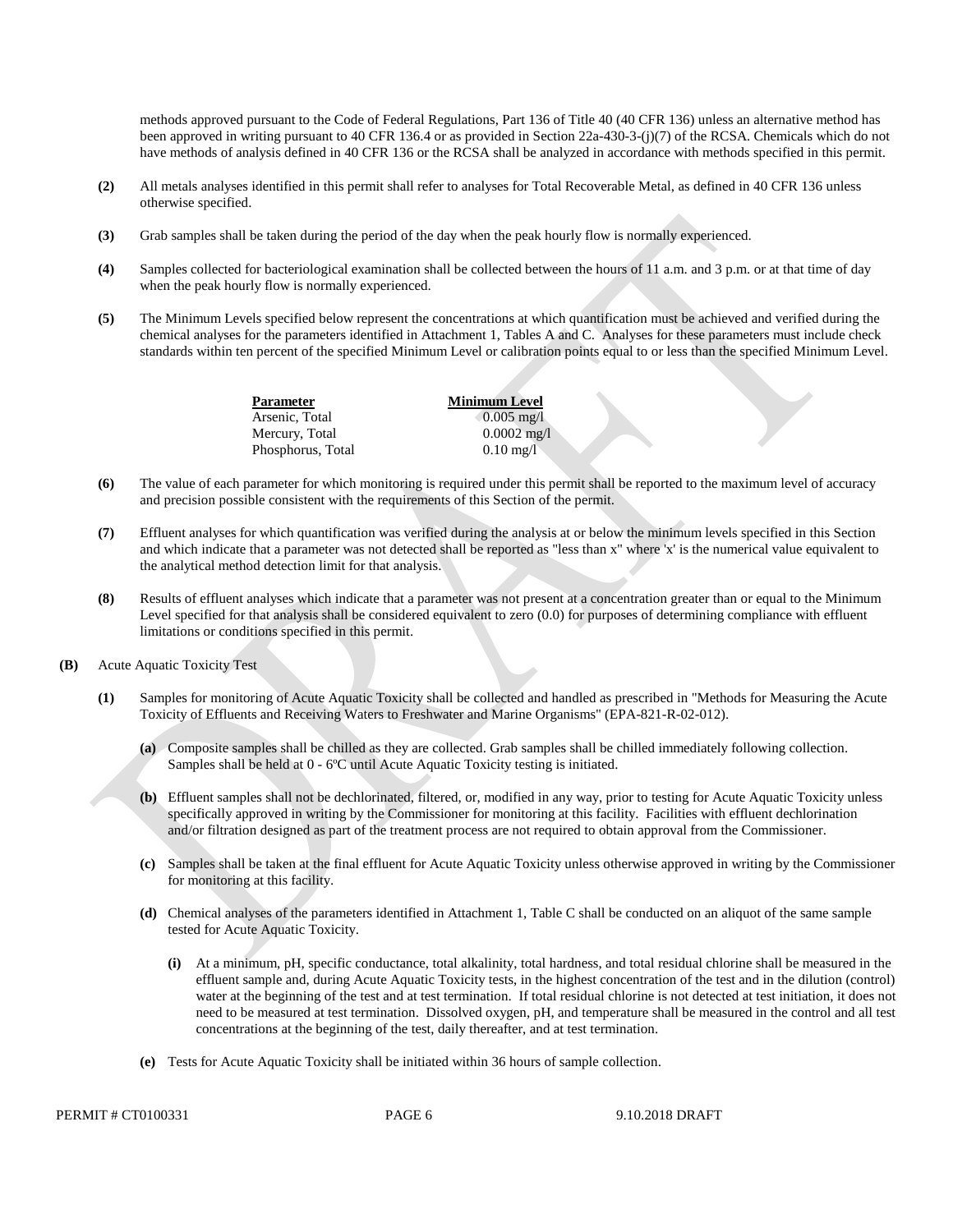methods approved pursuant to the Code of Federal Regulations, Part 136 of Title 40 (40 CFR 136) unless an alternative method has been approved in writing pursuant to 40 CFR 136.4 or as provided in Section 22a-430-3-(j)(7) of the RCSA. Chemicals which do not have methods of analysis defined in 40 CFR 136 or the RCSA shall be analyzed in accordance with methods specified in this permit.

**(2)** All metals analyses identified in this permit shall refer to analyses for Total Recoverable Metal, as defined in 40 CFR 136 unless otherwise specified.

**(3)** Grab samples shall be taken during the period of the day when the peak hourly flow is normally experienced.

**(4)** Samples collected for bacteriological examination shall be collected between the hours of 11 a.m. and 3 p.m. or at that time of day when the peak hourly flow is normally experienced.

**(5)** The Minimum Levels specified below represent the concentrations at which quantification must be achieved and verified during the chemical analyses for the parameters identified in Attachment 1, Tables A and C. Analyses for these parameters must include check standards within ten percent of the specified Minimum Level or calibration points equal to or less than the specified Minimum Level.

| Parameter | Minimum Level |
|---|---|
| Arsenic, Total | 0.005 mg/l |
| Mercury, Total | 0.0002 mg/l |
| Phosphorus, Total | 0.10 mg/l |

**(6)** The value of each parameter for which monitoring is required under this permit shall be reported to the maximum level of accuracy and precision possible consistent with the requirements of this Section of the permit.

**(7)** Effluent analyses for which quantification was verified during the analysis at or below the minimum levels specified in this Section and which indicate that a parameter was not detected shall be reported as "less than x" where 'x' is the numerical value equivalent to the analytical method detection limit for that analysis.

**(8)** Results of effluent analyses which indicate that a parameter was not present at a concentration greater than or equal to the Minimum Level specified for that analysis shall be considered equivalent to zero (0.0) for purposes of determining compliance with effluent limitations or conditions specified in this permit.

**(B)** Acute Aquatic Toxicity Test

**(1)** Samples for monitoring of Acute Aquatic Toxicity shall be collected and handled as prescribed in "Methods for Measuring the Acute Toxicity of Effluents and Receiving Waters to Freshwater and Marine Organisms" (EPA-821-R-02-012).

**(a)** Composite samples shall be chilled as they are collected. Grab samples shall be chilled immediately following collection. Samples shall be held at 0 - 6ºC until Acute Aquatic Toxicity testing is initiated.

**(b)** Effluent samples shall not be dechlorinated, filtered, or, modified in any way, prior to testing for Acute Aquatic Toxicity unless specifically approved in writing by the Commissioner for monitoring at this facility. Facilities with effluent dechlorination and/or filtration designed as part of the treatment process are not required to obtain approval from the Commissioner.

**(c)** Samples shall be taken at the final effluent for Acute Aquatic Toxicity unless otherwise approved in writing by the Commissioner for monitoring at this facility.

**(d)** Chemical analyses of the parameters identified in Attachment 1, Table C shall be conducted on an aliquot of the same sample tested for Acute Aquatic Toxicity.

**(i)** At a minimum, pH, specific conductance, total alkalinity, total hardness, and total residual chlorine shall be measured in the effluent sample and, during Acute Aquatic Toxicity tests, in the highest concentration of the test and in the dilution (control) water at the beginning of the test and at test termination. If total residual chlorine is not detected at test initiation, it does not need to be measured at test termination. Dissolved oxygen, pH, and temperature shall be measured in the control and all test concentrations at the beginning of the test, daily thereafter, and at test termination.

**(e)** Tests for Acute Aquatic Toxicity shall be initiated within 36 hours of sample collection.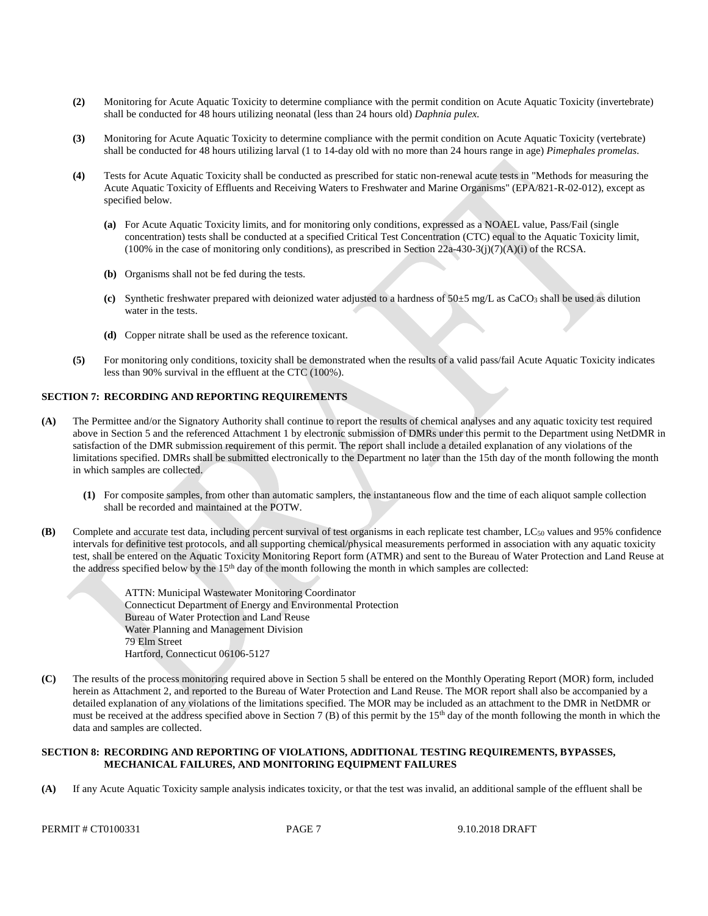**(2)** Monitoring for Acute Aquatic Toxicity to determine compliance with the permit condition on Acute Aquatic Toxicity (invertebrate) shall be conducted for 48 hours utilizing neonatal (less than 24 hours old) *Daphnia pulex.*

**(3)** Monitoring for Acute Aquatic Toxicity to determine compliance with the permit condition on Acute Aquatic Toxicity (vertebrate) shall be conducted for 48 hours utilizing larval (1 to 14-day old with no more than 24 hours range in age) *Pimephales promelas*.

**(4)** Tests for Acute Aquatic Toxicity shall be conducted as prescribed for static non-renewal acute tests in "Methods for measuring the Acute Aquatic Toxicity of Effluents and Receiving Waters to Freshwater and Marine Organisms" (EPA/821-R-02-012), except as specified below.

> **(a)** For Acute Aquatic Toxicity limits, and for monitoring only conditions, expressed as a NOAEL value, Pass/Fail (single concentration) tests shall be conducted at a specified Critical Test Concentration (CTC) equal to the Aquatic Toxicity limit, (100% in the case of monitoring only conditions), as prescribed in Section 22a-430-3(j)(7)(A)(i) of the RCSA.
>
> **(b)** Organisms shall not be fed during the tests.
>
> **(c)** Synthetic freshwater prepared with deionized water adjusted to a hardness of 50±5 mg/L as $CaCO_3$ shall be used as dilution water in the tests.
>
> **(d)** Copper nitrate shall be used as the reference toxicant.

**(5)** For monitoring only conditions, toxicity shall be demonstrated when the results of a valid pass/fail Acute Aquatic Toxicity indicates less than 90% survival in the effluent at the CTC (100%).

## SECTION 7: RECORDING AND REPORTING REQUIREMENTS

**(A)** The Permittee and/or the Signatory Authority shall continue to report the results of chemical analyses and any aquatic toxicity test required above in Section 5 and the referenced Attachment 1 by electronic submission of DMRs under this permit to the Department using NetDMR in satisfaction of the DMR submission requirement of this permit. The report shall include a detailed explanation of any violations of the limitations specified. DMRs shall be submitted electronically to the Department no later than the 15th day of the month following the month in which samples are collected.

> **(1)** For composite samples, from other than automatic samplers, the instantaneous flow and the time of each aliquot sample collection shall be recorded and maintained at the POTW.

**(B)** Complete and accurate test data, including percent survival of test organisms in each replicate test chamber, $LC_{50}$ values and 95% confidence intervals for definitive test protocols, and all supporting chemical/physical measurements performed in association with any aquatic toxicity test, shall be entered on the Aquatic Toxicity Monitoring Report form (ATMR) and sent to the Bureau of Water Protection and Land Reuse at the address specified below by the 15th day of the month following the month in which samples are collected:

> ATTN: Municipal Wastewater Monitoring Coordinator
> Connecticut Department of Energy and Environmental Protection
> Bureau of Water Protection and Land Reuse
> Water Planning and Management Division
> 79 Elm Street
> Hartford, Connecticut 06106-5127

**(C)** The results of the process monitoring required above in Section 5 shall be entered on the Monthly Operating Report (MOR) form, included herein as Attachment 2, and reported to the Bureau of Water Protection and Land Reuse. The MOR report shall also be accompanied by a detailed explanation of any violations of the limitations specified. The MOR may be included as an attachment to the DMR in NetDMR or must be received at the address specified above in Section 7 (B) of this permit by the 15th day of the month following the month in which the data and samples are collected.

## SECTION 8: RECORDING AND REPORTING OF VIOLATIONS, ADDITIONAL TESTING REQUIREMENTS, BYPASSES, MECHANICAL FAILURES, AND MONITORING EQUIPMENT FAILURES

**(A)** If any Acute Aquatic Toxicity sample analysis indicates toxicity, or that the test was invalid, an additional sample of the effluent shall be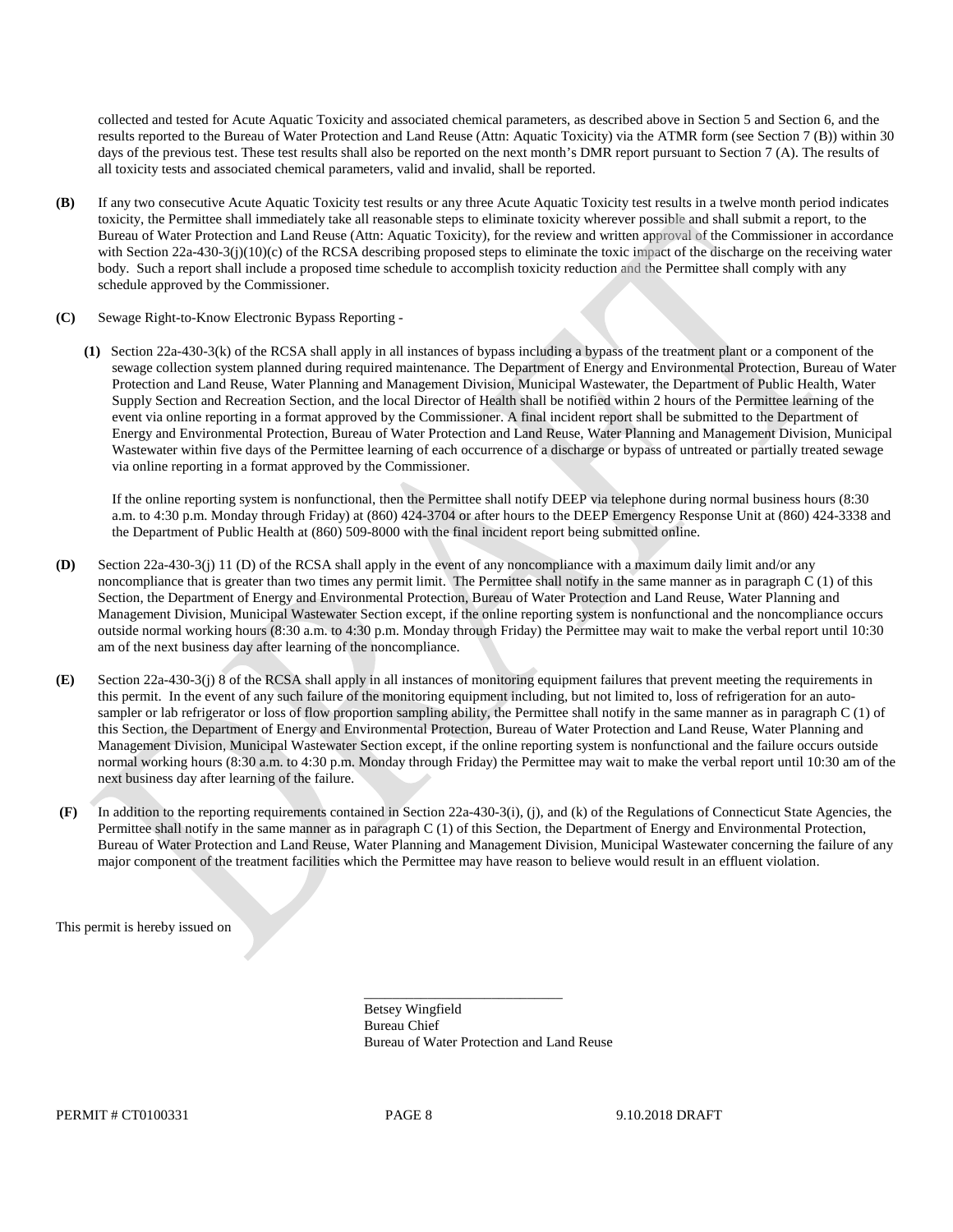collected and tested for Acute Aquatic Toxicity and associated chemical parameters, as described above in Section 5 and Section 6, and the results reported to the Bureau of Water Protection and Land Reuse (Attn: Aquatic Toxicity) via the ATMR form (see Section 7 (B)) within 30 days of the previous test. These test results shall also be reported on the next month's DMR report pursuant to Section 7 (A). The results of all toxicity tests and associated chemical parameters, valid and invalid, shall be reported.

**(B)** If any two consecutive Acute Aquatic Toxicity test results or any three Acute Aquatic Toxicity test results in a twelve month period indicates toxicity, the Permittee shall immediately take all reasonable steps to eliminate toxicity wherever possible and shall submit a report, to the Bureau of Water Protection and Land Reuse (Attn: Aquatic Toxicity), for the review and written approval of the Commissioner in accordance with Section 22a-430-3(j)(10)(c) of the RCSA describing proposed steps to eliminate the toxic impact of the discharge on the receiving water body. Such a report shall include a proposed time schedule to accomplish toxicity reduction and the Permittee shall comply with any schedule approved by the Commissioner.

**(C)** Sewage Right-to-Know Electronic Bypass Reporting -

**(1)** Section 22a-430-3(k) of the RCSA shall apply in all instances of bypass including a bypass of the treatment plant or a component of the sewage collection system planned during required maintenance. The Department of Energy and Environmental Protection, Bureau of Water Protection and Land Reuse, Water Planning and Management Division, Municipal Wastewater, the Department of Public Health, Water Supply Section and Recreation Section, and the local Director of Health shall be notified within 2 hours of the Permittee learning of the event via online reporting in a format approved by the Commissioner. A final incident report shall be submitted to the Department of Energy and Environmental Protection, Bureau of Water Protection and Land Reuse, Water Planning and Management Division, Municipal Wastewater within five days of the Permittee learning of each occurrence of a discharge or bypass of untreated or partially treated sewage via online reporting in a format approved by the Commissioner.

If the online reporting system is nonfunctional, then the Permittee shall notify DEEP via telephone during normal business hours (8:30 a.m. to 4:30 p.m. Monday through Friday) at (860) 424-3704 or after hours to the DEEP Emergency Response Unit at (860) 424-3338 and the Department of Public Health at (860) 509-8000 with the final incident report being submitted online.

**(D)** Section 22a-430-3(j) 11 (D) of the RCSA shall apply in the event of any noncompliance with a maximum daily limit and/or any noncompliance that is greater than two times any permit limit. The Permittee shall notify in the same manner as in paragraph C (1) of this Section, the Department of Energy and Environmental Protection, Bureau of Water Protection and Land Reuse, Water Planning and Management Division, Municipal Wastewater Section except, if the online reporting system is nonfunctional and the noncompliance occurs outside normal working hours (8:30 a.m. to 4:30 p.m. Monday through Friday) the Permittee may wait to make the verbal report until 10:30 am of the next business day after learning of the noncompliance.

**(E)** Section 22a-430-3(j) 8 of the RCSA shall apply in all instances of monitoring equipment failures that prevent meeting the requirements in this permit. In the event of any such failure of the monitoring equipment including, but not limited to, loss of refrigeration for an auto-sampler or lab refrigerator or loss of flow proportion sampling ability, the Permittee shall notify in the same manner as in paragraph C (1) of this Section, the Department of Energy and Environmental Protection, Bureau of Water Protection and Land Reuse, Water Planning and Management Division, Municipal Wastewater Section except, if the online reporting system is nonfunctional and the failure occurs outside normal working hours (8:30 a.m. to 4:30 p.m. Monday through Friday) the Permittee may wait to make the verbal report until 10:30 am of the next business day after learning of the failure.

**(F)** In addition to the reporting requirements contained in Section 22a-430-3(i), (j), and (k) of the Regulations of Connecticut State Agencies, the Permittee shall notify in the same manner as in paragraph C (1) of this Section, the Department of Energy and Environmental Protection, Bureau of Water Protection and Land Reuse, Water Planning and Management Division, Municipal Wastewater concerning the failure of any major component of the treatment facilities which the Permittee may have reason to believe would result in an effluent violation.

This permit is hereby issued on

\_\_\_\_\_\_\_\_\_\_\_\_\_\_\_\_\_\_\_\_\_\_\_\_\_\_\_\_
Betsey Wingfield
Bureau Chief
Bureau of Water Protection and Land Reuse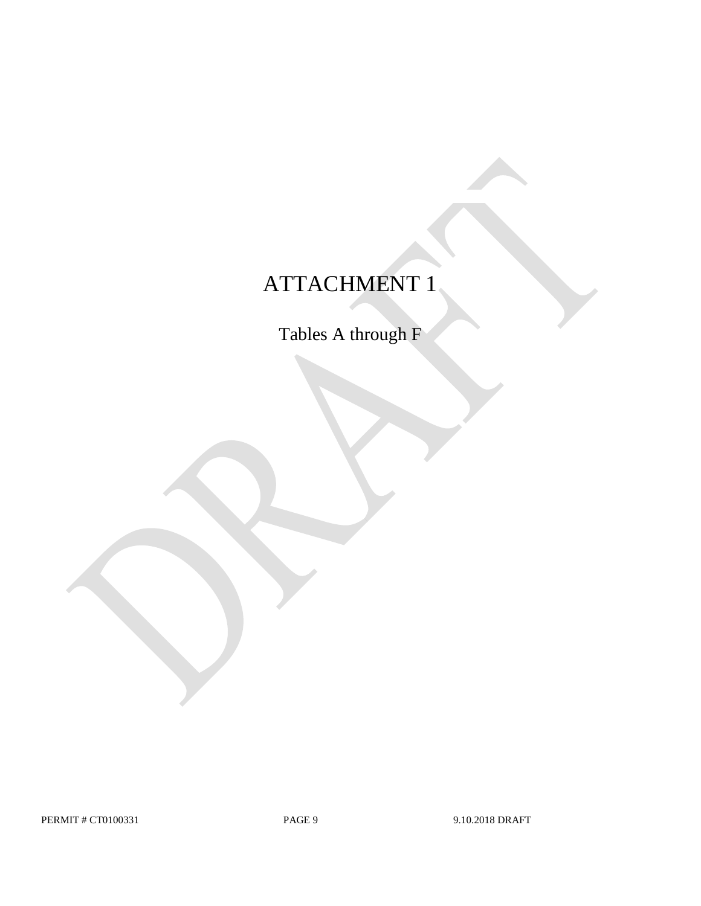# ATTACHMENT 1

Tables A through F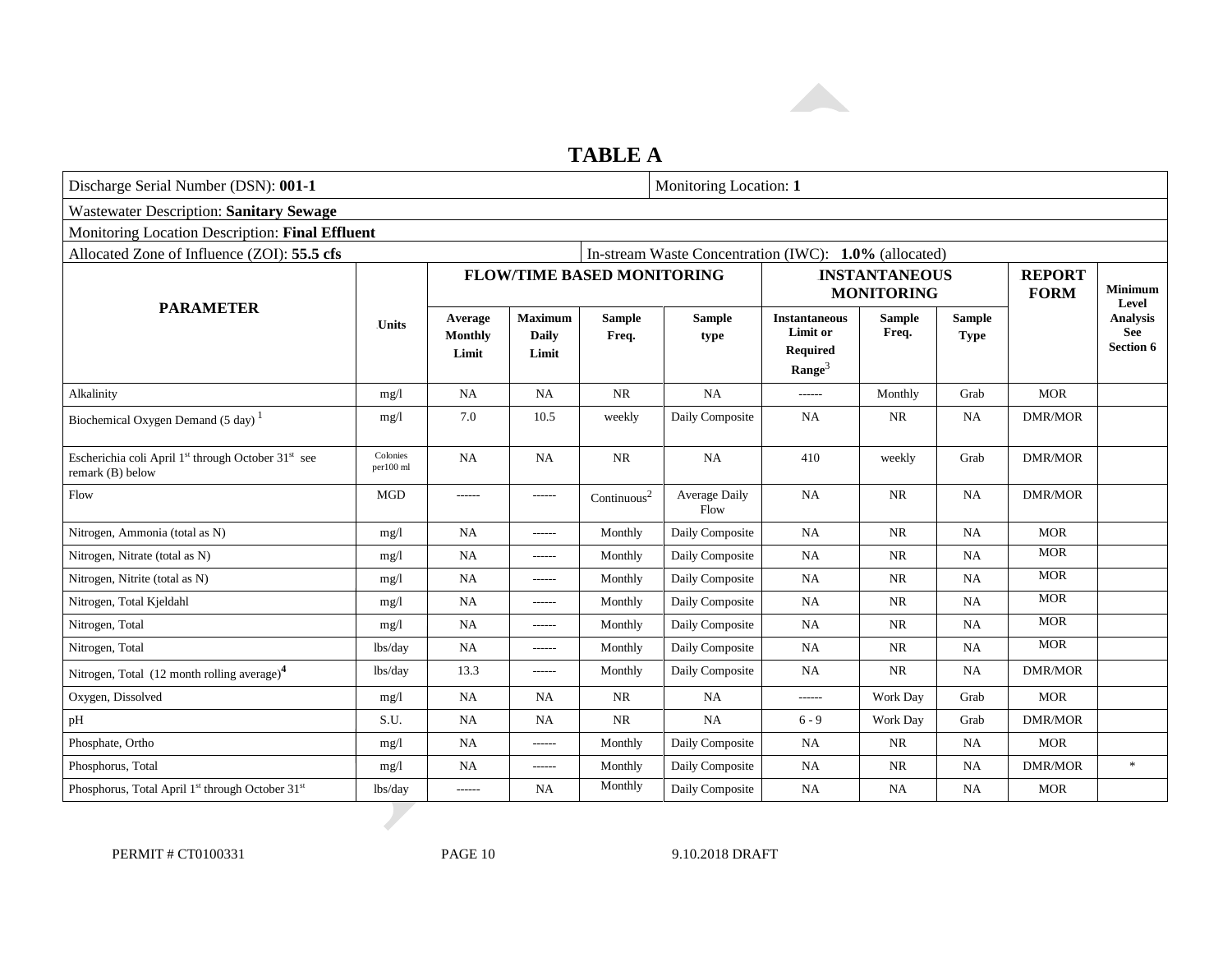# TABLE A

| Discharge Serial Number (DSN): **001-1** | | | | | | Monitoring Location: **1** | | | | |
|---|---|---|---|---|---|---|---|---|---|---|
| Wastewater Description: **Sanitary Sewage** | | | | | | | | | | |
| Monitoring Location Description: **Final Effluent** | | | | | | | | | | |
| Allocated Zone of Influence (ZOI): **55.5 cfs** | | | | | In-stream Waste Concentration (IWC): **1.0%** (allocated) | | | | | |
| **PARAMETER** | **Units** | **FLOW/TIME BASED MONITORING** | | | | **INSTANTANEOUS MONITORING** | | | **REPORT FORM** | **Minimum Level Analysis See Section 6** |
| | | **Average Monthly Limit** | **Maximum Daily Limit** | **Sample Freq.** | **Sample type** | **Instantaneous Limit or Required Range[3]** | **Sample Freq.** | **Sample Type** | | |
| Alkalinity | mg/l | NA | NA | NR | NA | ------ | Monthly | Grab | MOR | |
| Biochemical Oxygen Demand (5 day)[1] | mg/l | 7.0 | 10.5 | weekly | Daily Composite | NA | NR | NA | DMR/MOR | |
| Escherichia coli April 1st through October 31st see remark (B) below | Colonies per100 ml | NA | NA | NR | NA | 410 | weekly | Grab | DMR/MOR | |
| Flow | MGD | ------ | ------ | Continuous[2] | Average Daily Flow | NA | NR | NA | DMR/MOR | |
| Nitrogen, Ammonia (total as N) | mg/l | NA | ------ | Monthly | Daily Composite | NA | NR | NA | MOR | |
| Nitrogen, Nitrate (total as N) | mg/l | NA | ------ | Monthly | Daily Composite | NA | NR | NA | MOR | |
| Nitrogen, Nitrite (total as N) | mg/l | NA | ------ | Monthly | Daily Composite | NA | NR | NA | MOR | |
| Nitrogen, Total Kjeldahl | mg/l | NA | ------ | Monthly | Daily Composite | NA | NR | NA | MOR | |
| Nitrogen, Total | mg/l | NA | ------ | Monthly | Daily Composite | NA | NR | NA | MOR | |
| Nitrogen, Total | lbs/day | NA | ------ | Monthly | Daily Composite | NA | NR | NA | MOR | |
| Nitrogen, Total (12 month rolling average)[4] | lbs/day | 13.3 | ------ | Monthly | Daily Composite | NA | NR | NA | DMR/MOR | |
| Oxygen, Dissolved | mg/l | NA | NA | NR | NA | ------ | Work Day | Grab | MOR | |
| pH | S.U. | NA | NA | NR | NA | 6 - 9 | Work Day | Grab | DMR/MOR | |
| Phosphate, Ortho | mg/l | NA | ------ | Monthly | Daily Composite | NA | NR | NA | MOR | |
| Phosphorus, Total | mg/l | NA | ------ | Monthly | Daily Composite | NA | NR | NA | DMR/MOR | * |
| Phosphorus, Total April 1st through October 31st | lbs/day | ------ | NA | Monthly | Daily Composite | NA | NA | NA | MOR | |

PERMIT # CT0100331 PAGE 10 9.10.2018 DRAFT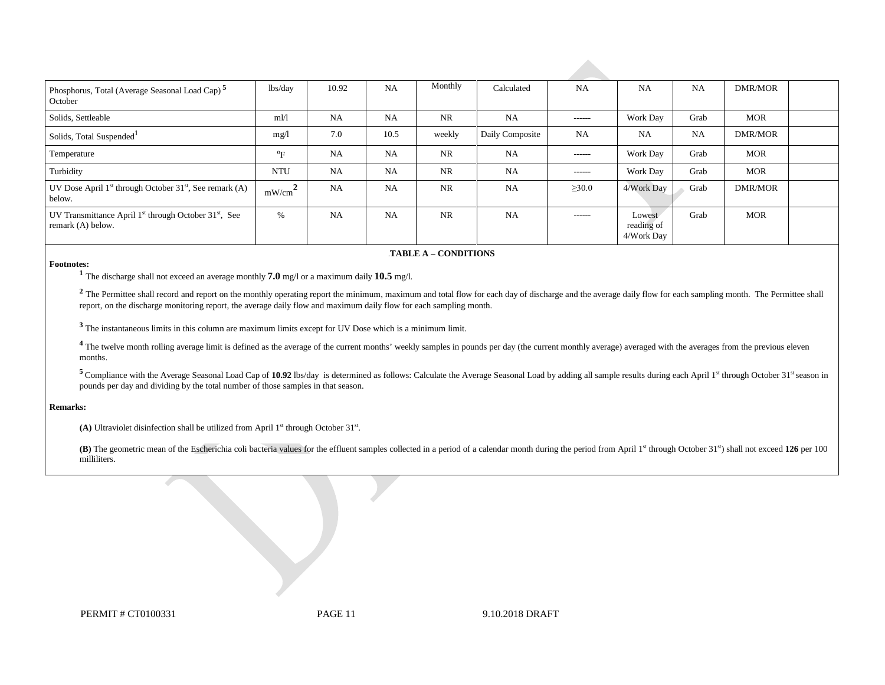| Phosphorus, Total (Average Seasonal Load Cap) [5] October | lbs/day | 10.92 | NA | Monthly | Calculated | NA | NA | NA | DMR/MOR | |
|---|---|---|---|---|---|---|---|---|---|---|
| Solids, Settleable | ml/l | NA | NA | NR | NA | ------ | Work Day | Grab | MOR | |
| Solids, Total Suspended[1] | mg/l | 7.0 | 10.5 | weekly | Daily Composite | NA | NA | NA | DMR/MOR | |
| Temperature | °F | NA | NA | NR | NA | ------ | Work Day | Grab | MOR | |
| Turbidity | NTU | NA | NA | NR | NA | ------ | Work Day | Grab | MOR | |
| UV Dose April 1st through October 31st, See remark (A) below. | $mW/cm^2$ | NA | NA | NR | NA | ≥30.0 | 4/Work Day | Grab | DMR/MOR | |
| UV Transmittance April 1st through October 31st, See remark (A) below. | % | NA | NA | NR | NA | ------ | Lowest reading of 4/Work Day | Grab | MOR | |

**TABLE A – CONDITIONS**

**Footnotes:**

[1] The discharge shall not exceed an average monthly **7.0** mg/l or a maximum daily **10.5** mg/l.

[2] The Permittee shall record and report on the monthly operating report the minimum, maximum and total flow for each day of discharge and the average daily flow for each sampling month. The Permittee shall report, on the discharge monitoring report, the average daily flow and maximum daily flow for each sampling month.

[3] The instantaneous limits in this column are maximum limits except for UV Dose which is a minimum limit.

[4] The twelve month rolling average limit is defined as the average of the current months' weekly samples in pounds per day (the current monthly average) averaged with the averages from the previous eleven months.

[5] Compliance with the Average Seasonal Load Cap of **10.92** lbs/day is determined as follows: Calculate the Average Seasonal Load by adding all sample results during each April 1st through October 31st season in pounds per day and dividing by the total number of those samples in that season.

**Remarks:**

**(A)** Ultraviolet disinfection shall be utilized from April 1st through October 31st.

**(B)** The geometric mean of the Escherichia coli bacteria values for the effluent samples collected in a period of a calendar month during the period from April 1st through October 31st) shall not exceed **126** per 100 milliliters.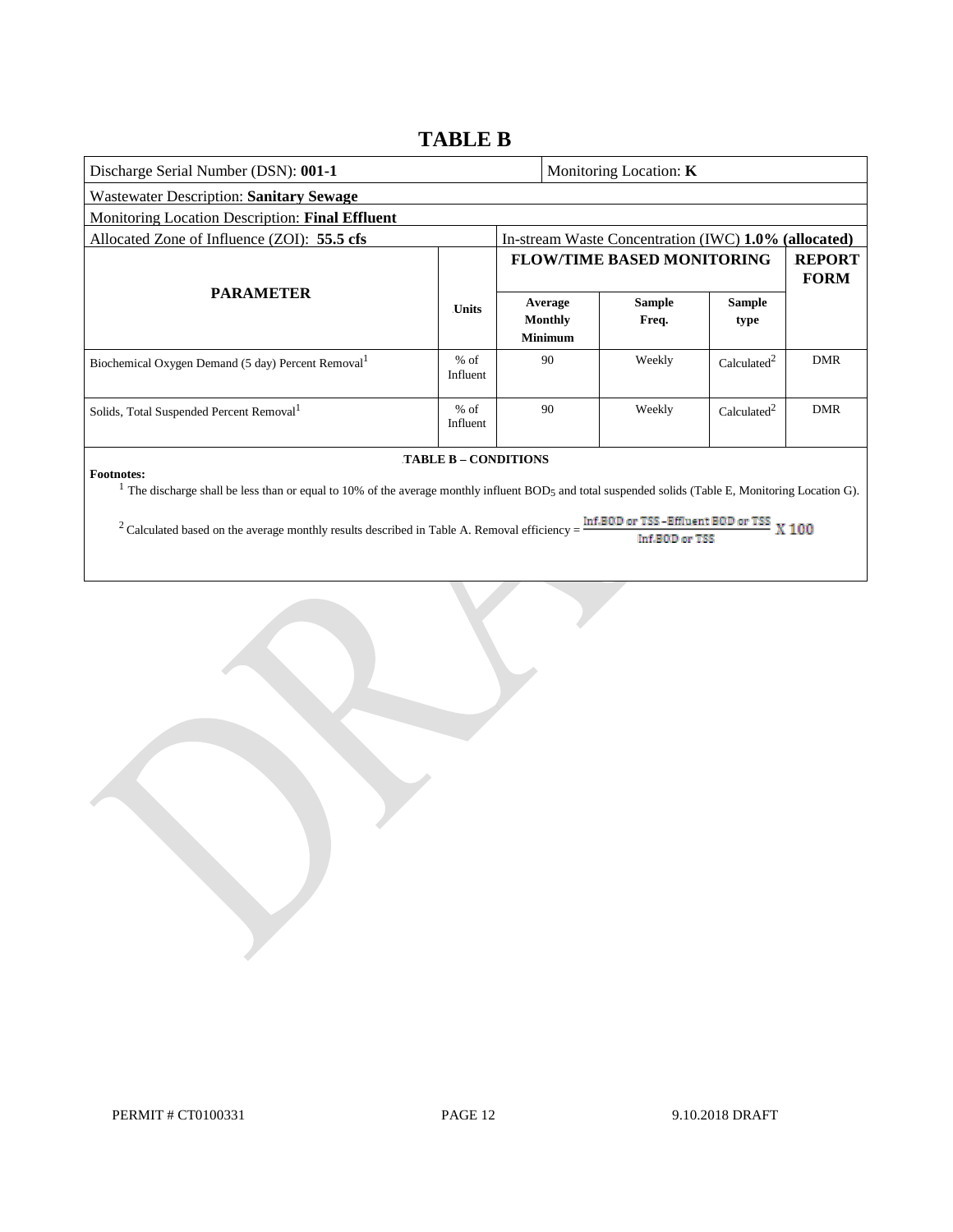# TABLE B

| Discharge Serial Number (DSN): **001-1** | | | Monitoring Location: **K** | | |
|---|---|---|---|---|---|
| Wastewater Description: **Sanitary Sewage** | | | | | |
| Monitoring Location Description: **Final Effluent** | | | | | |
| Allocated Zone of Influence (ZOI): **55.5 cfs** | | In-stream Waste Concentration (IWC) **1.0% (allocated)** | | | |
| **PARAMETER** | **Units** | **FLOW/TIME BASED MONITORING** | | | **REPORT FORM** |
| | | **Average Monthly Minimum** | **Sample Freq.** | **Sample type** | |
| Biochemical Oxygen Demand (5 day) Percent Removal[1] | % of Influent | 90 | Weekly | Calculated[2] | DMR |
| Solids, Total Suspended Percent Removal[1] | % of Influent | 90 | Weekly | Calculated[2] | DMR |

**TABLE B – CONDITIONS**

**Footnotes:**

[1] The discharge shall be less than or equal to 10% of the average monthly influent $BOD_5$ and total suspended solids (Table E, Monitoring Location G).

[2] Calculated based on the average monthly results described in Table A. Removal efficiency = $\frac{\text{Inf.BOD or TSS} - \text{Effluent BOD or TSS}}{\text{Inf.BOD or TSS}} \text{ X } 100$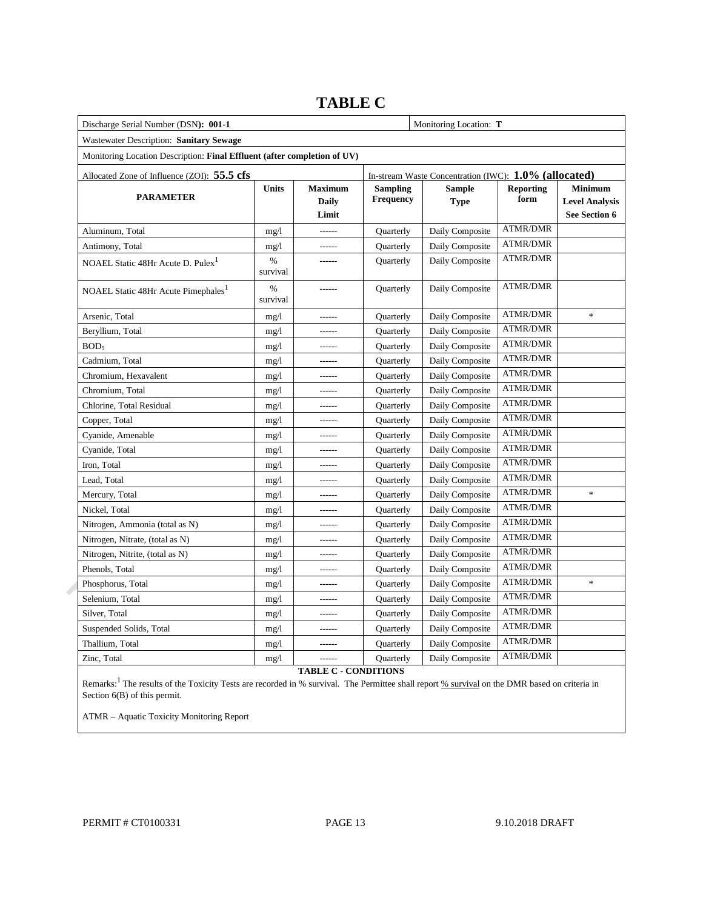# TABLE C

| Discharge Serial Number (DSN): **001-1** | | | | Monitoring Location: **T** | | |
|---|---|---|---|---|---|---|
| Wastewater Description: **Sanitary Sewage** | | | | | | |
| Monitoring Location Description: **Final Effluent (after completion of UV)** | | | | | | |
| Allocated Zone of Influence (ZOI): **55.5 cfs** | | | In-stream Waste Concentration (IWC): **1.0% (allocated)** | | | |
| **PARAMETER** | **Units** | **Maximum Daily Limit** | **Sampling Frequency** | **Sample Type** | **Reporting form** | **Minimum Level Analysis See Section 6** |
| Aluminum, Total | mg/l | ------ | Quarterly | Daily Composite | ATMR/DMR | |
| Antimony, Total | mg/l | ------ | Quarterly | Daily Composite | ATMR/DMR | |
| NOAEL Static 48Hr Acute D. Pulex[1] | % survival | ------ | Quarterly | Daily Composite | ATMR/DMR | |
| NOAEL Static 48Hr Acute Pimephales[1] | % survival | ------ | Quarterly | Daily Composite | ATMR/DMR | |
| Arsenic, Total | mg/l | ------ | Quarterly | Daily Composite | ATMR/DMR | * |
| Beryllium, Total | mg/l | ------ | Quarterly | Daily Composite | ATMR/DMR | |
| $BOD_5$ | mg/l | ------ | Quarterly | Daily Composite | ATMR/DMR | |
| Cadmium, Total | mg/l | ------ | Quarterly | Daily Composite | ATMR/DMR | |
| Chromium, Hexavalent | mg/l | ------ | Quarterly | Daily Composite | ATMR/DMR | |
| Chromium, Total | mg/l | ------ | Quarterly | Daily Composite | ATMR/DMR | |
| Chlorine, Total Residual | mg/l | ------ | Quarterly | Daily Composite | ATMR/DMR | |
| Copper, Total | mg/l | ------ | Quarterly | Daily Composite | ATMR/DMR | |
| Cyanide, Amenable | mg/l | ------ | Quarterly | Daily Composite | ATMR/DMR | |
| Cyanide, Total | mg/l | ------ | Quarterly | Daily Composite | ATMR/DMR | |
| Iron, Total | mg/l | ------ | Quarterly | Daily Composite | ATMR/DMR | |
| Lead, Total | mg/l | ------ | Quarterly | Daily Composite | ATMR/DMR | |
| Mercury, Total | mg/l | ------ | Quarterly | Daily Composite | ATMR/DMR | * |
| Nickel, Total | mg/l | ------ | Quarterly | Daily Composite | ATMR/DMR | |
| Nitrogen, Ammonia (total as N) | mg/l | ------ | Quarterly | Daily Composite | ATMR/DMR | |
| Nitrogen, Nitrate, (total as N) | mg/l | ------ | Quarterly | Daily Composite | ATMR/DMR | |
| Nitrogen, Nitrite, (total as N) | mg/l | ------ | Quarterly | Daily Composite | ATMR/DMR | |
| Phenols, Total | mg/l | ------ | Quarterly | Daily Composite | ATMR/DMR | |
| Phosphorus, Total | mg/l | ------ | Quarterly | Daily Composite | ATMR/DMR | * |
| Selenium, Total | mg/l | ------ | Quarterly | Daily Composite | ATMR/DMR | |
| Silver, Total | mg/l | ------ | Quarterly | Daily Composite | ATMR/DMR | |
| Suspended Solids, Total | mg/l | ------ | Quarterly | Daily Composite | ATMR/DMR | |
| Thallium, Total | mg/l | ------ | Quarterly | Daily Composite | ATMR/DMR | |
| Zinc, Total | mg/l | ------ | Quarterly | Daily Composite | ATMR/DMR | |

**TABLE C - CONDITIONS**

Remarks:[1] The results of the Toxicity Tests are recorded in % survival. The Permittee shall report % survival on the DMR based on criteria in Section 6(B) of this permit.

ATMR – Aquatic Toxicity Monitoring Report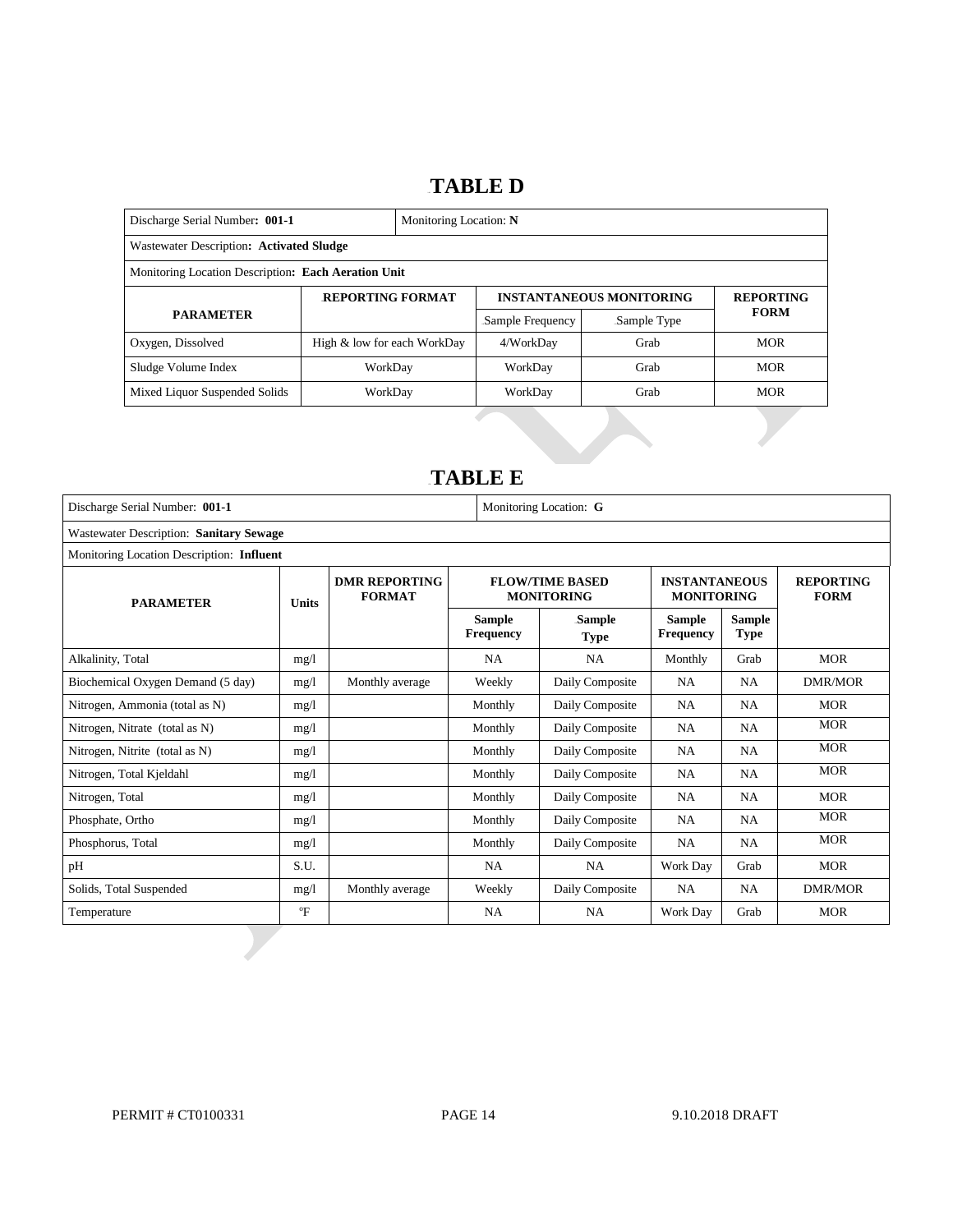# TABLE D

| Discharge Serial Number: **001-1** | | Monitoring Location: **N** | | |
|---|---|---|---|---|
| Wastewater Description: **Activated Sludge** | | | | |
| Monitoring Location Description: **Each Aeration Unit** | | | | |
| **PARAMETER** | **REPORTING FORMAT** | **INSTANTANEOUS MONITORING** | | **REPORTING FORM** |
| | | Sample Frequency | Sample Type | |
| Oxygen, Dissolved | High & low for each WorkDay | 4/WorkDay | Grab | MOR |
| Sludge Volume Index | WorkDay | WorkDay | Grab | MOR |
| Mixed Liquor Suspended Solids | WorkDay | WorkDay | Grab | MOR |

# TABLE E

| Discharge Serial Number: **001-1** | | | Monitoring Location: **G** | | | | |
|---|---|---|---|---|---|---|---|
| Wastewater Description: **Sanitary Sewage** | | | | | | | |
| Monitoring Location Description: **Influent** | | | | | | | |
| **PARAMETER** | **Units** | **DMR REPORTING FORMAT** | **FLOW/TIME BASED MONITORING** | | **INSTANTANEOUS MONITORING** | | **REPORTING FORM** |
| | | | **Sample Frequency** | **Sample Type** | **Sample Frequency** | **Sample Type** | |
| Alkalinity, Total | mg/l | | NA | NA | Monthly | Grab | MOR |
| Biochemical Oxygen Demand (5 day) | mg/l | Monthly average | Weekly | Daily Composite | NA | NA | DMR/MOR |
| Nitrogen, Ammonia (total as N) | mg/l | | Monthly | Daily Composite | NA | NA | MOR |
| Nitrogen, Nitrate (total as N) | mg/l | | Monthly | Daily Composite | NA | NA | MOR |
| Nitrogen, Nitrite (total as N) | mg/l | | Monthly | Daily Composite | NA | NA | MOR |
| Nitrogen, Total Kjeldahl | mg/l | | Monthly | Daily Composite | NA | NA | MOR |
| Nitrogen, Total | mg/l | | Monthly | Daily Composite | NA | NA | MOR |
| Phosphate, Ortho | mg/l | | Monthly | Daily Composite | NA | NA | MOR |
| Phosphorus, Total | mg/l | | Monthly | Daily Composite | NA | NA | MOR |
| pH | S.U. | | NA | NA | Work Day | Grab | MOR |
| Solids, Total Suspended | mg/l | Monthly average | Weekly | Daily Composite | NA | NA | DMR/MOR |
| Temperature | °F | | NA | NA | Work Day | Grab | MOR |

PERMIT # CT0100331 9.10.2018 DRAFT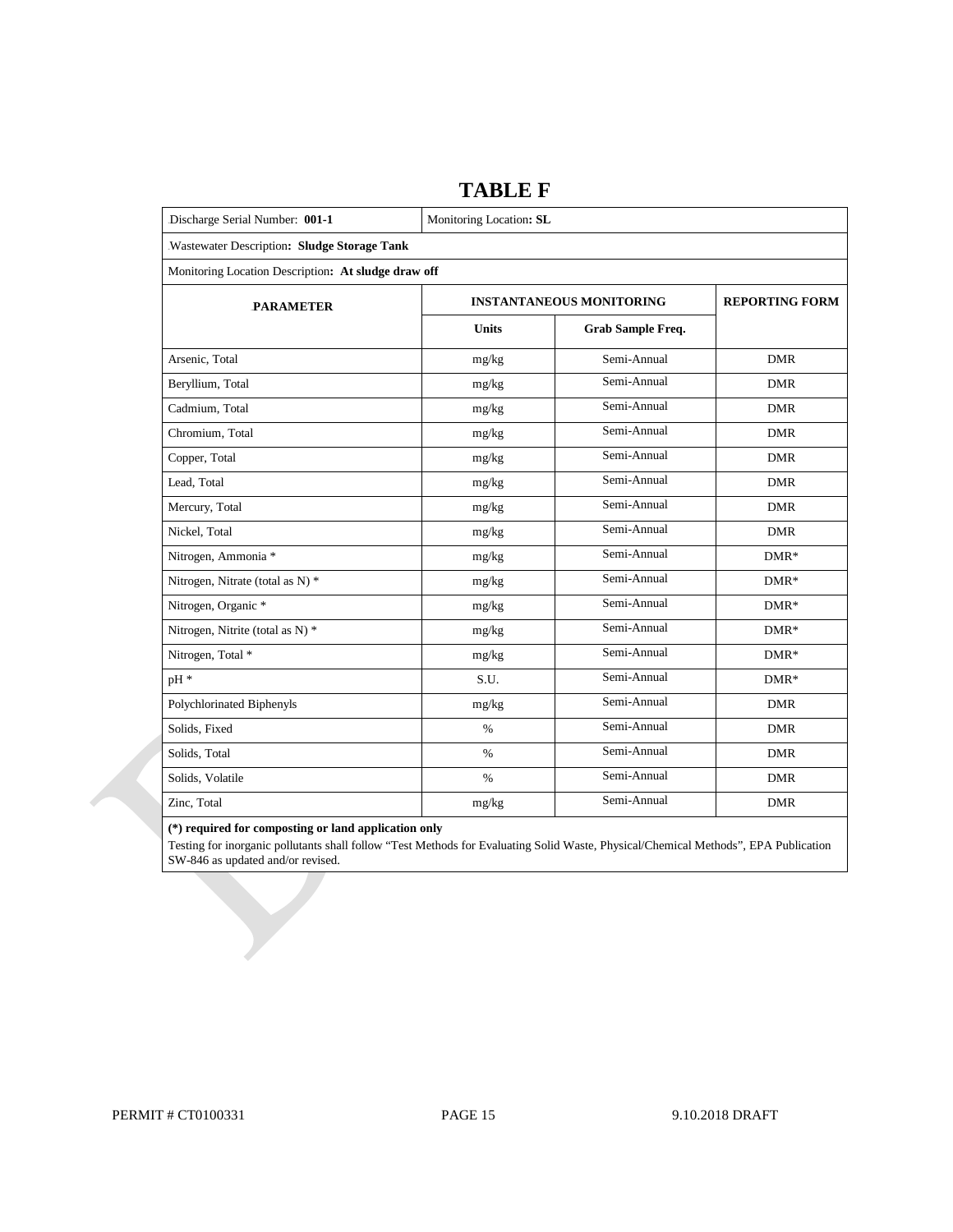# TABLE F

| Discharge Serial Number: **001-1** | Monitoring Location**: SL** | | |
|---|---|---|---|
| Wastewater Description**: Sludge Storage Tank** | | | |
| Monitoring Location Description**: At sludge draw off** | | | |
| **PARAMETER** | **INSTANTANEOUS MONITORING** | | **REPORTING FORM** |
| | **Units** | **Grab Sample Freq.** | |
| Arsenic, Total | mg/kg | Semi-Annual | DMR |
| Beryllium, Total | mg/kg | Semi-Annual | DMR |
| Cadmium, Total | mg/kg | Semi-Annual | DMR |
| Chromium, Total | mg/kg | Semi-Annual | DMR |
| Copper, Total | mg/kg | Semi-Annual | DMR |
| Lead, Total | mg/kg | Semi-Annual | DMR |
| Mercury, Total | mg/kg | Semi-Annual | DMR |
| Nickel, Total | mg/kg | Semi-Annual | DMR |
| Nitrogen, Ammonia * | mg/kg | Semi-Annual | DMR* |
| Nitrogen, Nitrate (total as N) * | mg/kg | Semi-Annual | DMR* |
| Nitrogen, Organic * | mg/kg | Semi-Annual | DMR* |
| Nitrogen, Nitrite (total as N) * | mg/kg | Semi-Annual | DMR* |
| Nitrogen, Total * | mg/kg | Semi-Annual | DMR* |
| pH * | S.U. | Semi-Annual | DMR* |
| Polychlorinated Biphenyls | mg/kg | Semi-Annual | DMR |
| Solids, Fixed | % | Semi-Annual | DMR |
| Solids, Total | % | Semi-Annual | DMR |
| Solids, Volatile | % | Semi-Annual | DMR |
| Zinc, Total | mg/kg | Semi-Annual | DMR |

**(*) required for composting or land application only**

Testing for inorganic pollutants shall follow "Test Methods for Evaluating Solid Waste, Physical/Chemical Methods", EPA Publication SW-846 as updated and/or revised.

PERMIT # CT0100331 PAGE 15 9.10.2018 DRAFT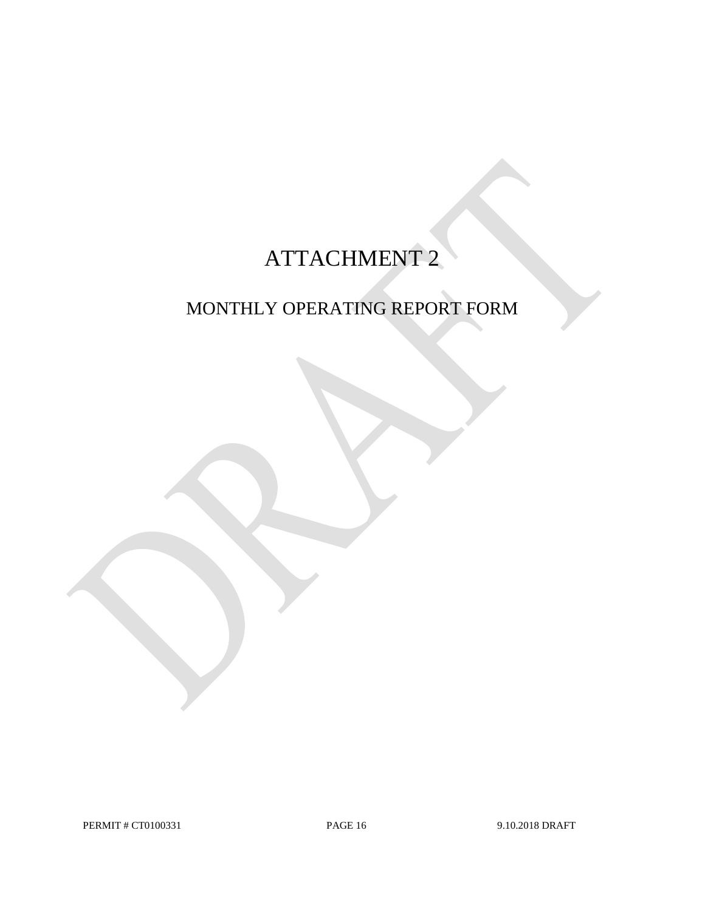# ATTACHMENT 2

## MONTHLY OPERATING REPORT FORM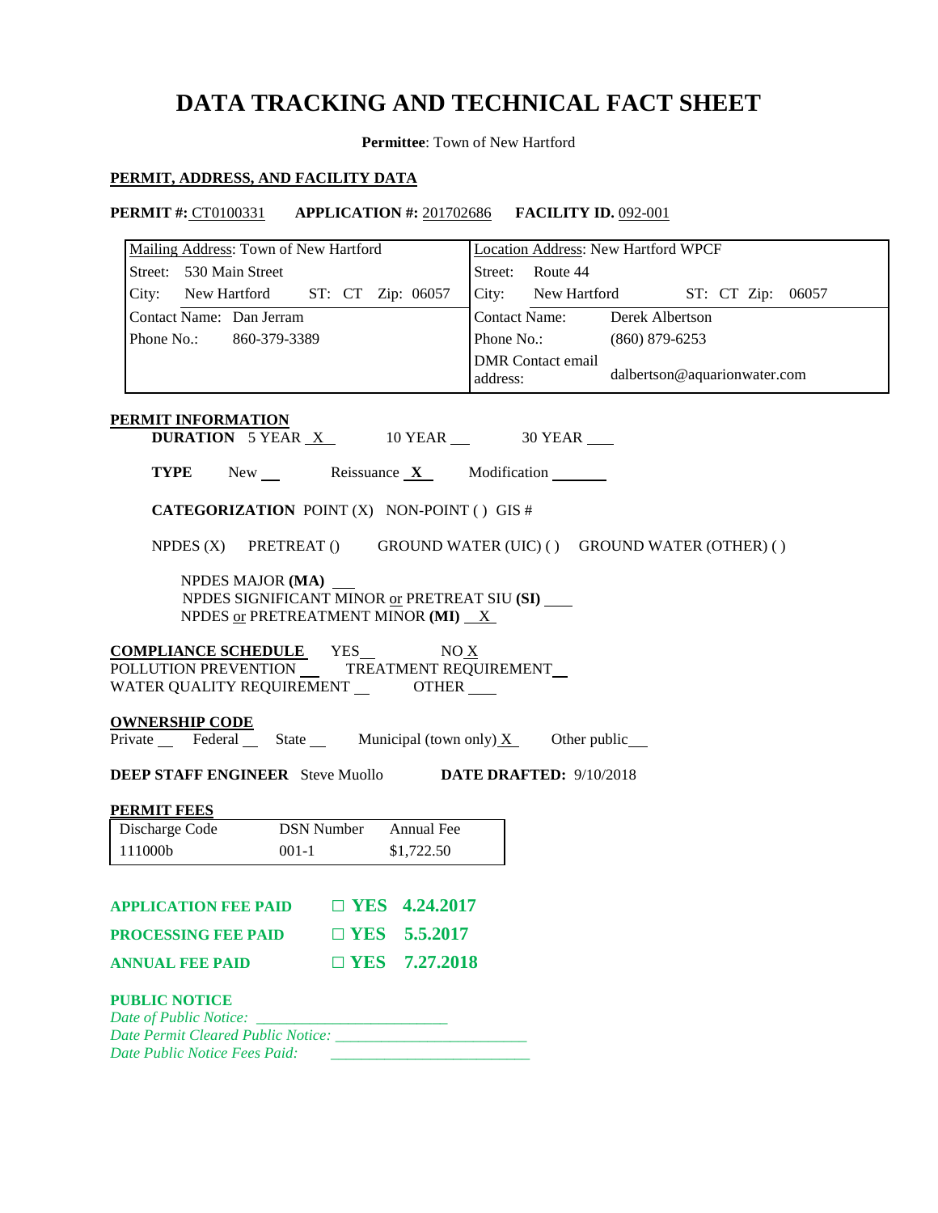# DATA TRACKING AND TECHNICAL FACT SHEET

**Permittee**: Town of New Hartford

## PERMIT, ADDRESS, AND FACILITY DATA

**PERMIT #:** CT0100331 **APPLICATION #:** 201702686 **FACILITY ID.** 092-001

| Mailing Address: Town of New Hartford | Location Address: New Hartford WPCF |
|---|---|
| Street: 530 Main Street | Street: Route 44 |
| City: New Hartford ST: CT Zip: 06057 | City: New Hartford ST: CT Zip: 06057 |
| Contact Name: Dan Jerram | Contact Name: Derek Albertson |
| Phone No.: 860-379-3389 | Phone No.: (860) 879-6253 |
| | DMR Contact email address: dalbertson@aquarionwater.com |

## PERMIT INFORMATION

**DURATION** 5 YEAR X 10 YEAR ___ 30 YEAR ___

**TYPE** New ___ Reissuance X Modification ___

**CATEGORIZATION** POINT (X) NON-POINT ( ) GIS #

NPDES (X) PRETREAT () GROUND WATER (UIC) ( ) GROUND WATER (OTHER) ( )

NPDES MAJOR **(MA)** ___
NPDES SIGNIFICANT MINOR or PRETREAT SIU **(SI)** ___
NPDES or PRETREATMENT MINOR **(MI)** X

**COMPLIANCE SCHEDULE** YES___ NO X
POLLUTION PREVENTION ___ TREATMENT REQUIREMENT___
WATER QUALITY REQUIREMENT ___ OTHER ___

**OWNERSHIP CODE**
Private ___ Federal ___ State ___ Municipal (town only) X Other public___

**DEEP STAFF ENGINEER** Steve Muollo **DATE DRAFTED:** 9/10/2018

**PERMIT FEES**

| Discharge Code | DSN Number | Annual Fee |
|---|---|---|
| 111000b | 001-1 | $1,722.50 |

**APPLICATION FEE PAID** ☐ **YES 4.24.2017**

**PROCESSING FEE PAID** ☐ **YES 5.5.2017**

**ANNUAL FEE PAID** ☐ **YES 7.27.2018**

**PUBLIC NOTICE**

*Date of Public Notice:* ___________________

*Date Permit Cleared Public Notice:* ___________________

*Date Public Notice Fees Paid:* ___________________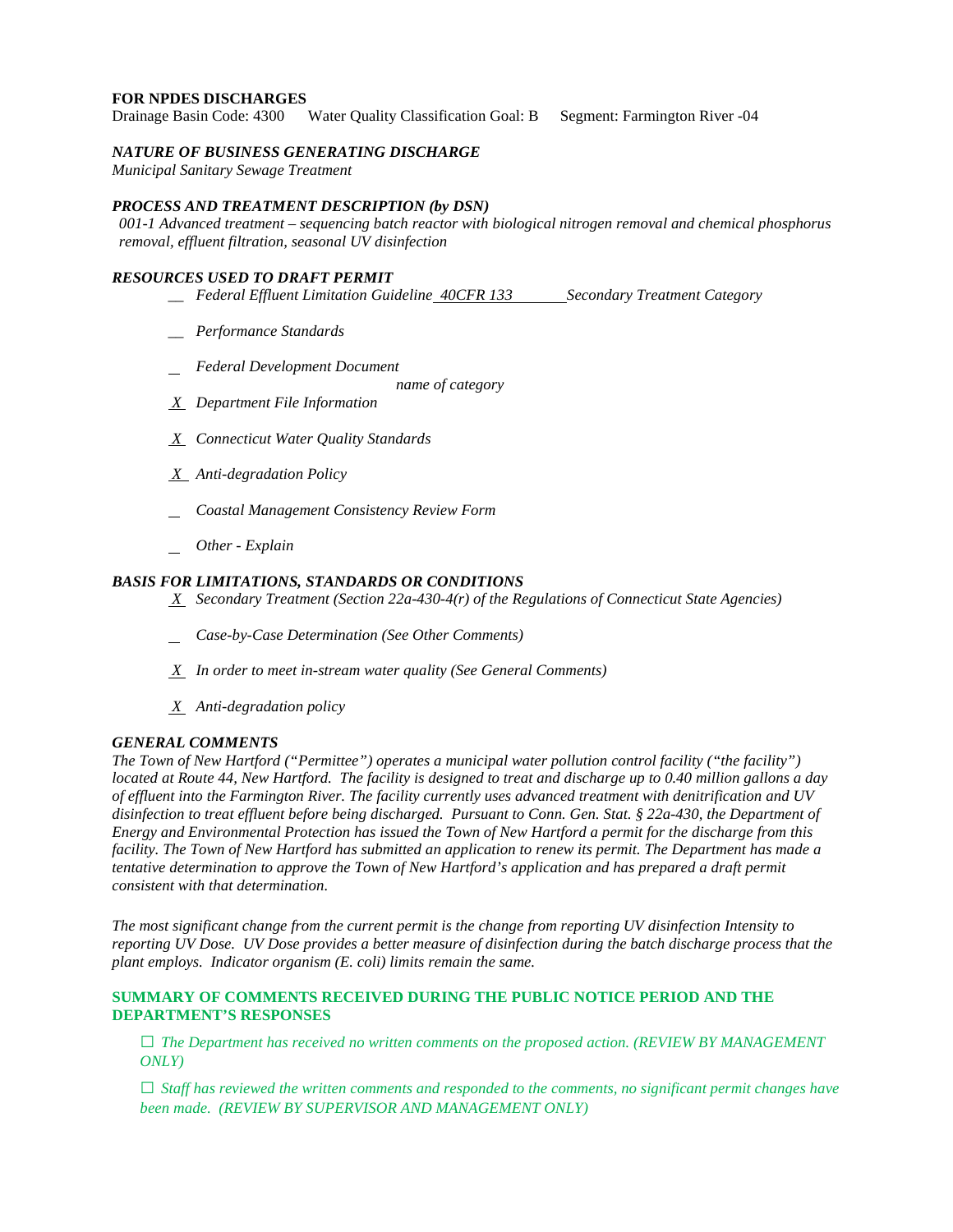**FOR NPDES DISCHARGES**

Drainage Basin Code: 4300 Water Quality Classification Goal: B Segment: Farmington River -04

***NATURE OF BUSINESS GENERATING DISCHARGE***

*Municipal Sanitary Sewage Treatment*

***PROCESS AND TREATMENT DESCRIPTION (by DSN)***

*001-1 Advanced treatment – sequencing batch reactor with biological nitrogen removal and chemical phosphorus removal, effluent filtration, seasonal UV disinfection*

***RESOURCES USED TO DRAFT PERMIT***

- __ *Federal Effluent Limitation Guideline 40CFR 133 Secondary Treatment Category*
- __ *Performance Standards*
- _ *Federal Development Document* *name of category*
- X *Department File Information*
- X *Connecticut Water Quality Standards*
- X *Anti-degradation Policy*
- _ *Coastal Management Consistency Review Form*
- _ *Other - Explain*

***BASIS FOR LIMITATIONS, STANDARDS OR CONDITIONS***

- X *Secondary Treatment (Section 22a-430-4(r) of the Regulations of Connecticut State Agencies)*
- _ *Case-by-Case Determination (See Other Comments)*
- X *In order to meet in-stream water quality (See General Comments)*
- X *Anti-degradation policy*

***GENERAL COMMENTS***

*The Town of New Hartford ("Permittee") operates a municipal water pollution control facility ("the facility") located at Route 44, New Hartford. The facility is designed to treat and discharge up to 0.40 million gallons a day of effluent into the Farmington River. The facility currently uses advanced treatment with denitrification and UV disinfection to treat effluent before being discharged. Pursuant to Conn. Gen. Stat. § 22a-430, the Department of Energy and Environmental Protection has issued the Town of New Hartford a permit for the discharge from this facility. The Town of New Hartford has submitted an application to renew its permit. The Department has made a tentative determination to approve the Town of New Hartford's application and has prepared a draft permit consistent with that determination.*

*The most significant change from the current permit is the change from reporting UV disinfection Intensity to reporting UV Dose. UV Dose provides a better measure of disinfection during the batch discharge process that the plant employs. Indicator organism (E. coli) limits remain the same.*

**SUMMARY OF COMMENTS RECEIVED DURING THE PUBLIC NOTICE PERIOD AND THE DEPARTMENT'S RESPONSES**

☐ *The Department has received no written comments on the proposed action. (REVIEW BY MANAGEMENT ONLY)*

☐ *Staff has reviewed the written comments and responded to the comments, no significant permit changes have been made. (REVIEW BY SUPERVISOR AND MANAGEMENT ONLY)*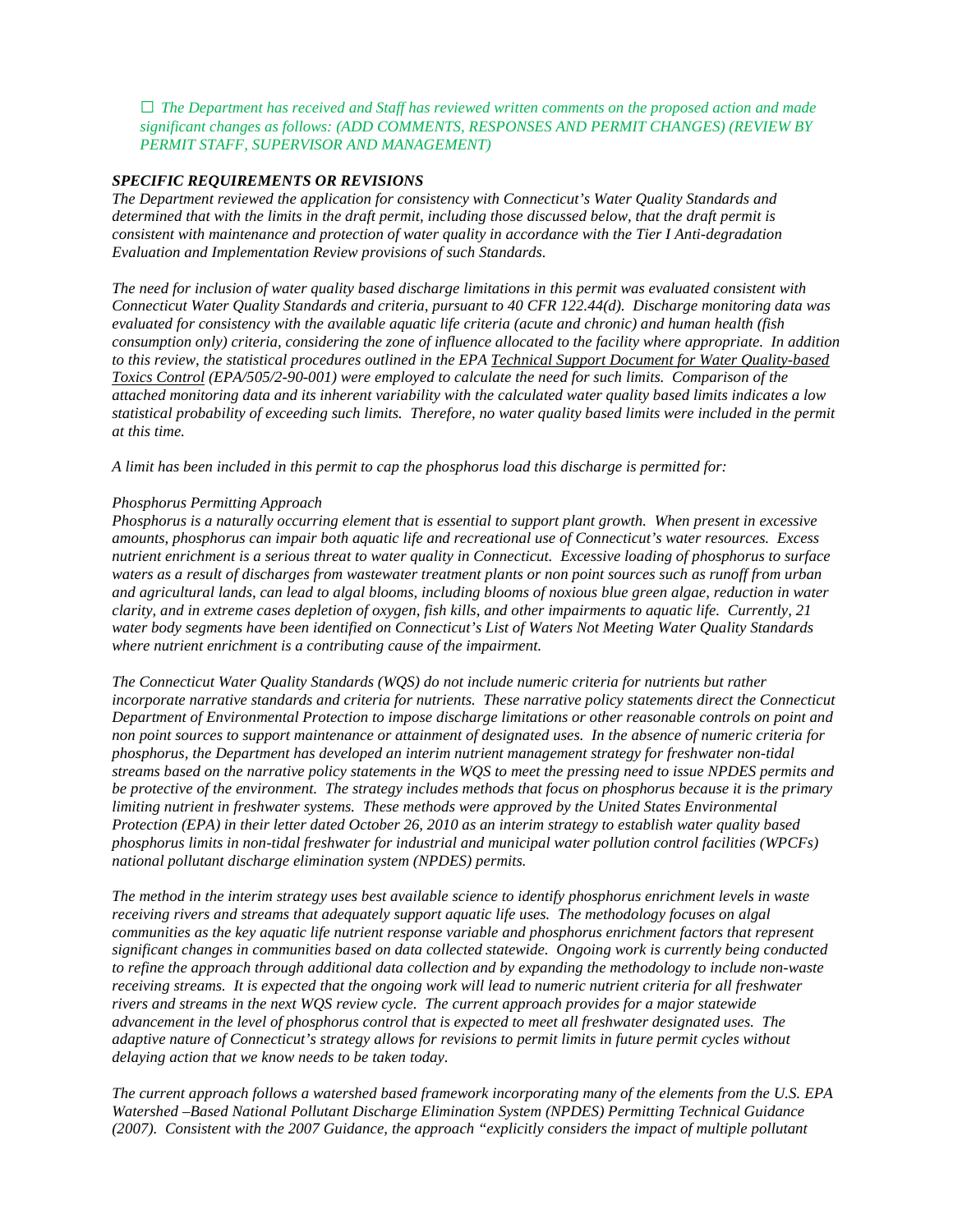☐ *The Department has received and Staff has reviewed written comments on the proposed action and made significant changes as follows: (ADD COMMENTS, RESPONSES AND PERMIT CHANGES) (REVIEW BY PERMIT STAFF, SUPERVISOR AND MANAGEMENT)*

***SPECIFIC REQUIREMENTS OR REVISIONS***

*The Department reviewed the application for consistency with Connecticut's Water Quality Standards and determined that with the limits in the draft permit, including those discussed below, that the draft permit is consistent with maintenance and protection of water quality in accordance with the Tier I Anti-degradation Evaluation and Implementation Review provisions of such Standards.*

*The need for inclusion of water quality based discharge limitations in this permit was evaluated consistent with Connecticut Water Quality Standards and criteria, pursuant to 40 CFR 122.44(d). Discharge monitoring data was evaluated for consistency with the available aquatic life criteria (acute and chronic) and human health (fish consumption only) criteria, considering the zone of influence allocated to the facility where appropriate. In addition to this review, the statistical procedures outlined in the EPA Technical Support Document for Water Quality-based Toxics Control (EPA/505/2-90-001) were employed to calculate the need for such limits. Comparison of the attached monitoring data and its inherent variability with the calculated water quality based limits indicates a low statistical probability of exceeding such limits. Therefore, no water quality based limits were included in the permit at this time.*

*A limit has been included in this permit to cap the phosphorus load this discharge is permitted for:*

*Phosphorus Permitting Approach*

*Phosphorus is a naturally occurring element that is essential to support plant growth. When present in excessive amounts, phosphorus can impair both aquatic life and recreational use of Connecticut's water resources. Excess nutrient enrichment is a serious threat to water quality in Connecticut. Excessive loading of phosphorus to surface waters as a result of discharges from wastewater treatment plants or non point sources such as runoff from urban and agricultural lands, can lead to algal blooms, including blooms of noxious blue green algae, reduction in water clarity, and in extreme cases depletion of oxygen, fish kills, and other impairments to aquatic life. Currently, 21 water body segments have been identified on Connecticut's List of Waters Not Meeting Water Quality Standards where nutrient enrichment is a contributing cause of the impairment.*

*The Connecticut Water Quality Standards (WQS) do not include numeric criteria for nutrients but rather incorporate narrative standards and criteria for nutrients. These narrative policy statements direct the Connecticut Department of Environmental Protection to impose discharge limitations or other reasonable controls on point and non point sources to support maintenance or attainment of designated uses. In the absence of numeric criteria for phosphorus, the Department has developed an interim nutrient management strategy for freshwater non-tidal streams based on the narrative policy statements in the WQS to meet the pressing need to issue NPDES permits and be protective of the environment. The strategy includes methods that focus on phosphorus because it is the primary limiting nutrient in freshwater systems. These methods were approved by the United States Environmental Protection (EPA) in their letter dated October 26, 2010 as an interim strategy to establish water quality based phosphorus limits in non-tidal freshwater for industrial and municipal water pollution control facilities (WPCFs) national pollutant discharge elimination system (NPDES) permits.*

*The method in the interim strategy uses best available science to identify phosphorus enrichment levels in waste receiving rivers and streams that adequately support aquatic life uses. The methodology focuses on algal communities as the key aquatic life nutrient response variable and phosphorus enrichment factors that represent significant changes in communities based on data collected statewide. Ongoing work is currently being conducted to refine the approach through additional data collection and by expanding the methodology to include non-waste receiving streams. It is expected that the ongoing work will lead to numeric nutrient criteria for all freshwater rivers and streams in the next WQS review cycle. The current approach provides for a major statewide advancement in the level of phosphorus control that is expected to meet all freshwater designated uses. The adaptive nature of Connecticut's strategy allows for revisions to permit limits in future permit cycles without delaying action that we know needs to be taken today.*

*The current approach follows a watershed based framework incorporating many of the elements from the U.S. EPA Watershed –Based National Pollutant Discharge Elimination System (NPDES) Permitting Technical Guidance (2007). Consistent with the 2007 Guidance, the approach "explicitly considers the impact of multiple pollutant*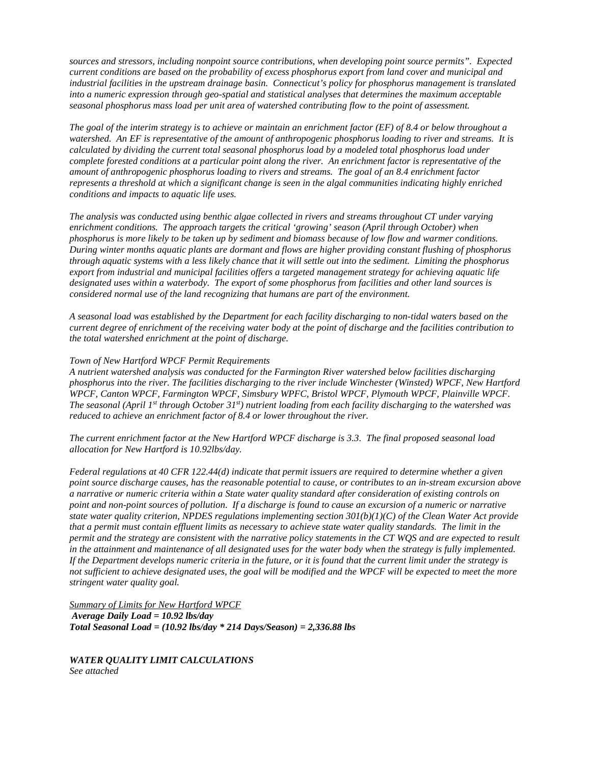*sources and stressors, including nonpoint source contributions, when developing point source permits". Expected current conditions are based on the probability of excess phosphorus export from land cover and municipal and industrial facilities in the upstream drainage basin. Connecticut's policy for phosphorus management is translated into a numeric expression through geo-spatial and statistical analyses that determines the maximum acceptable seasonal phosphorus mass load per unit area of watershed contributing flow to the point of assessment.*

*The goal of the interim strategy is to achieve or maintain an enrichment factor (EF) of 8.4 or below throughout a watershed. An EF is representative of the amount of anthropogenic phosphorus loading to river and streams. It is calculated by dividing the current total seasonal phosphorus load by a modeled total phosphorus load under complete forested conditions at a particular point along the river. An enrichment factor is representative of the amount of anthropogenic phosphorus loading to rivers and streams. The goal of an 8.4 enrichment factor represents a threshold at which a significant change is seen in the algal communities indicating highly enriched conditions and impacts to aquatic life uses.*

*The analysis was conducted using benthic algae collected in rivers and streams throughout CT under varying enrichment conditions. The approach targets the critical 'growing' season (April through October) when phosphorus is more likely to be taken up by sediment and biomass because of low flow and warmer conditions. During winter months aquatic plants are dormant and flows are higher providing constant flushing of phosphorus through aquatic systems with a less likely chance that it will settle out into the sediment. Limiting the phosphorus export from industrial and municipal facilities offers a targeted management strategy for achieving aquatic life designated uses within a waterbody. The export of some phosphorus from facilities and other land sources is considered normal use of the land recognizing that humans are part of the environment.*

*A seasonal load was established by the Department for each facility discharging to non-tidal waters based on the current degree of enrichment of the receiving water body at the point of discharge and the facilities contribution to the total watershed enrichment at the point of discharge.*

*Town of New Hartford WPCF Permit Requirements*
*A nutrient watershed analysis was conducted for the Farmington River watershed below facilities discharging phosphorus into the river. The facilities discharging to the river include Winchester (Winsted) WPCF, New Hartford WPCF, Canton WPCF, Farmington WPCF, Simsbury WPFC, Bristol WPCF, Plymouth WPCF, Plainville WPCF. The seasonal (April 1st through October 31st) nutrient loading from each facility discharging to the watershed was reduced to achieve an enrichment factor of 8.4 or lower throughout the river.*

*The current enrichment factor at the New Hartford WPCF discharge is 3.3. The final proposed seasonal load allocation for New Hartford is 10.92lbs/day.*

*Federal regulations at 40 CFR 122.44(d) indicate that permit issuers are required to determine whether a given point source discharge causes, has the reasonable potential to cause, or contributes to an in-stream excursion above a narrative or numeric criteria within a State water quality standard after consideration of existing controls on point and non-point sources of pollution. If a discharge is found to cause an excursion of a numeric or narrative state water quality criterion, NPDES regulations implementing section 301(b)(1)(C) of the Clean Water Act provide that a permit must contain effluent limits as necessary to achieve state water quality standards. The limit in the permit and the strategy are consistent with the narrative policy statements in the CT WQS and are expected to result in the attainment and maintenance of all designated uses for the water body when the strategy is fully implemented. If the Department develops numeric criteria in the future, or it is found that the current limit under the strategy is not sufficient to achieve designated uses, the goal will be modified and the WPCF will be expected to meet the more stringent water quality goal.*

*Summary of Limits for New Hartford WPCF*
***Average Daily Load = 10.92 lbs/day***
***Total Seasonal Load = (10.92 lbs/day * 214 Days/Season) = 2,336.88 lbs***

***WATER QUALITY LIMIT CALCULATIONS***
*See attached*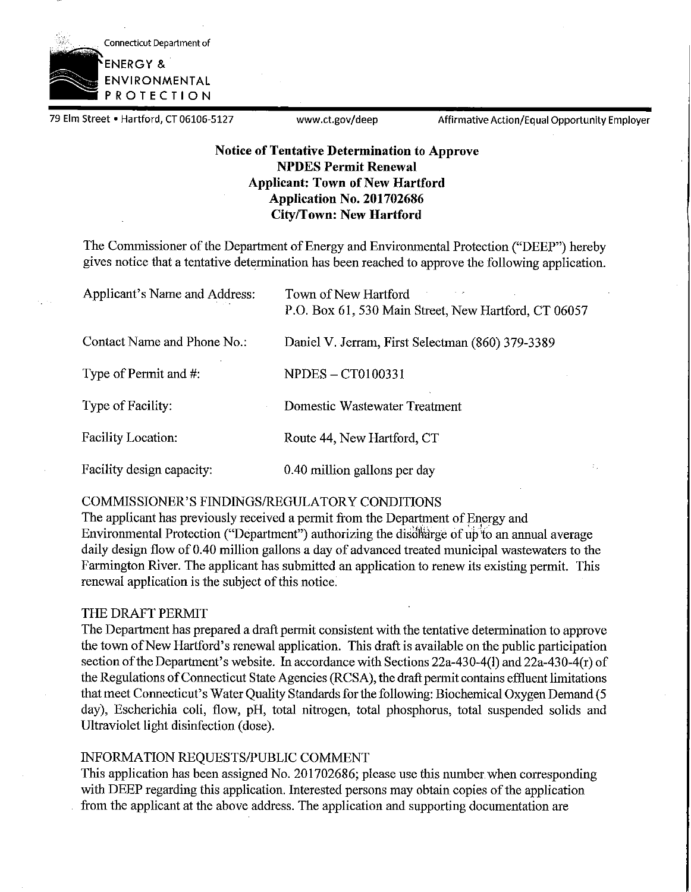Connecticut Department of

ENERGY & ENVIRONMENTAL PROTECTION

79 Elm Street • Hartford, CT 06106-5127 www.ct.gov/deep Affirmative Action/Equal Opportunity Employer

**Notice of Tentative Determination to Approve**
**NPDES Permit Renewal**
**Applicant: Town of New Hartford**
**Application No. 201702686**
**City/Town: New Hartford**

The Commissioner of the Department of Energy and Environmental Protection ("DEEP") hereby gives notice that a tentative determination has been reached to approve the following application.

| | |
|---|---|
| Applicant's Name and Address: | Town of New Hartford<br>P.O. Box 61, 530 Main Street, New Hartford, CT 06057 |
| Contact Name and Phone No.: | Daniel V. Jerram, First Selectman (860) 379-3389 |
| Type of Permit and #: | NPDES – CT0100331 |
| Type of Facility: | Domestic Wastewater Treatment |
| Facility Location: | Route 44, New Hartford, CT |
| Facility design capacity: | 0.40 million gallons per day |

COMMISSIONER'S FINDINGS/REGULATORY CONDITIONS

The applicant has previously received a permit from the Department of Energy and Environmental Protection ("Department") authorizing the discharge of up to an annual average daily design flow of 0.40 million gallons a day of advanced treated municipal wastewaters to the Farmington River. The applicant has submitted an application to renew its existing permit. This renewal application is the subject of this notice.

THE DRAFT PERMIT

The Department has prepared a draft permit consistent with the tentative determination to approve the town of New Hartford's renewal application. This draft is available on the public participation section of the Department's website. In accordance with Sections 22a-430-4(l) and 22a-430-4(r) of the Regulations of Connecticut State Agencies (RCSA), the draft permit contains effluent limitations that meet Connecticut's Water Quality Standards for the following: Biochemical Oxygen Demand (5 day), Escherichia coli, flow, pH, total nitrogen, total phosphorus, total suspended solids and Ultraviolet light disinfection (dose).

INFORMATION REQUESTS/PUBLIC COMMENT

This application has been assigned No. 201702686; please use this number when corresponding with DEEP regarding this application. Interested persons may obtain copies of the application from the applicant at the above address. The application and supporting documentation are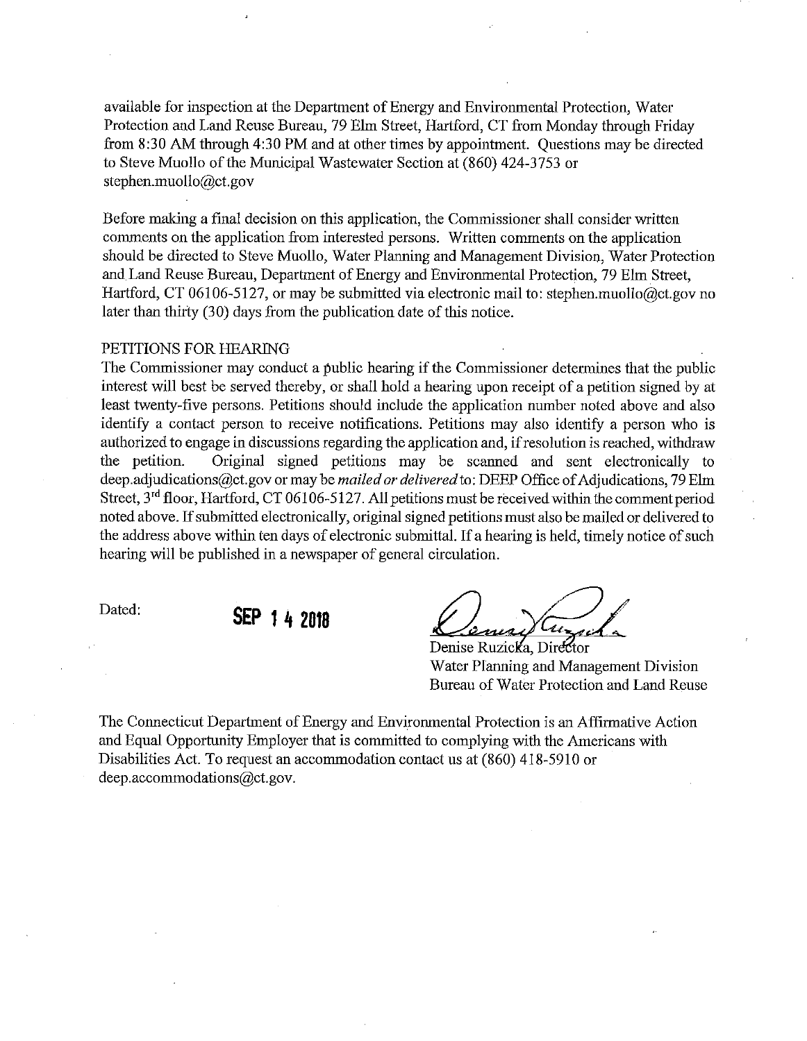available for inspection at the Department of Energy and Environmental Protection, Water Protection and Land Reuse Bureau, 79 Elm Street, Hartford, CT from Monday through Friday from 8:30 AM through 4:30 PM and at other times by appointment. Questions may be directed to Steve Muollo of the Municipal Wastewater Section at (860) 424-3753 or stephen.muollo@ct.gov

Before making a final decision on this application, the Commissioner shall consider written comments on the application from interested persons. Written comments on the application should be directed to Steve Muollo, Water Planning and Management Division, Water Protection and Land Reuse Bureau, Department of Energy and Environmental Protection, 79 Elm Street, Hartford, CT 06106-5127, or may be submitted via electronic mail to: stephen.muollo@ct.gov no later than thirty (30) days from the publication date of this notice.

PETITIONS FOR HEARING

The Commissioner may conduct a public hearing if the Commissioner determines that the public interest will best be served thereby, or shall hold a hearing upon receipt of a petition signed by at least twenty-five persons. Petitions should include the application number noted above and also identify a contact person to receive notifications. Petitions may also identify a person who is authorized to engage in discussions regarding the application and, if resolution is reached, withdraw the petition. Original signed petitions may be scanned and sent electronically to deep.adjudications@ct.gov or may be *mailed or delivered* to: DEEP Office of Adjudications, 79 Elm Street, 3rd floor, Hartford, CT 06106-5127. All petitions must be received within the comment period noted above. If submitted electronically, original signed petitions must also be mailed or delivered to the address above within ten days of electronic submittal. If a hearing is held, timely notice of such hearing will be published in a newspaper of general circulation.

Dated: **SEP 14 2018**

Denise Ruzicka, Director
Water Planning and Management Division
Bureau of Water Protection and Land Reuse

The Connecticut Department of Energy and Environmental Protection is an Affirmative Action and Equal Opportunity Employer that is committed to complying with the Americans with Disabilities Act. To request an accommodation contact us at (860) 418-5910 or deep.accommodations@ct.gov.